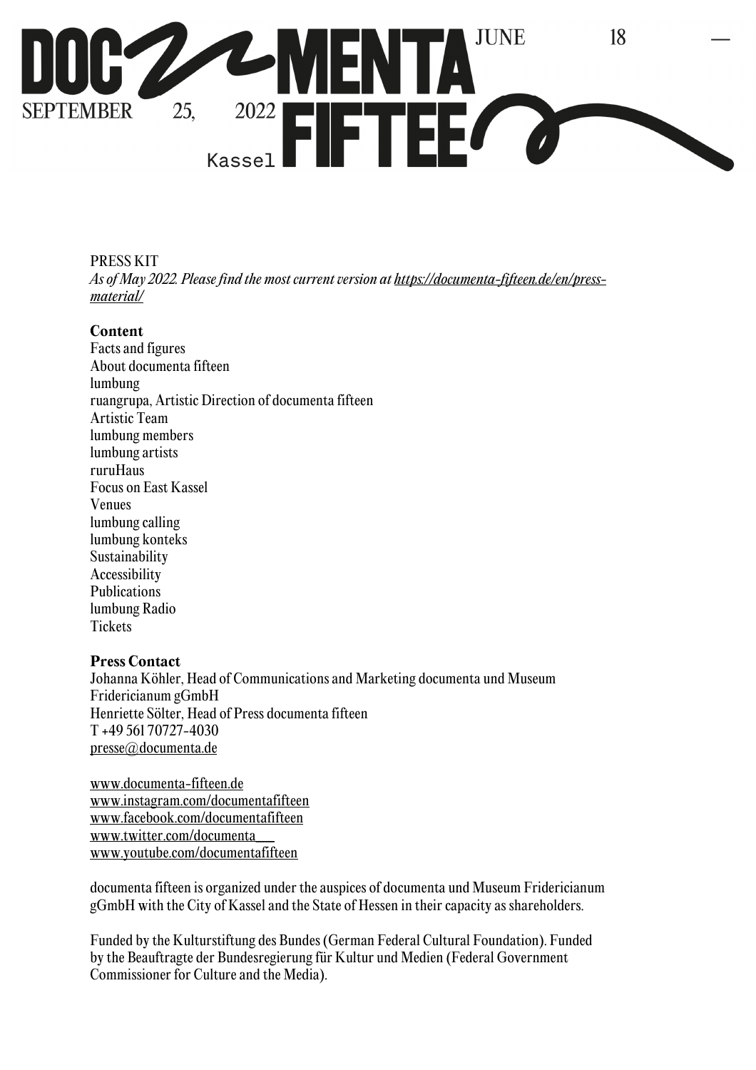# documenta fifteen

JUNE 18 — SEPTEMBER 25, 2022

Kassel

PRESS KIT

*As of May 2022. Please find the most current version at [https://documenta-fifteen.de/en/press-material/](https://documenta-fifteen.de/en/press-material/)*

**Content**

Facts and figures
About documenta fifteen
lumbung
ruangrupa, Artistic Direction of documenta fifteen
Artistic Team
lumbung members
lumbung artists
ruruHaus
Focus on East Kassel
Venues
lumbung calling
lumbung konteks
Sustainability
Accessibility
Publications
lumbung Radio
Tickets

**Press Contact**

Johanna Köhler, Head of Communications and Marketing documenta und Museum Fridericianum gGmbH
Henriette Sölter, Head of Press documenta fifteen
T +49 561 70727-4030
presse@documenta.de

www.documenta-fifteen.de
www.instagram.com/documentafifteen
www.facebook.com/documentafifteen
www.twitter.com/documenta___
www.youtube.com/documentafifteen

documenta fifteen is organized under the auspices of documenta und Museum Fridericianum gGmbH with the City of Kassel and the State of Hessen in their capacity as shareholders.

Funded by the Kulturstiftung des Bundes (German Federal Cultural Foundation). Funded by the Beauftragte der Bundesregierung für Kultur und Medien (Federal Government Commissioner for Culture and the Media).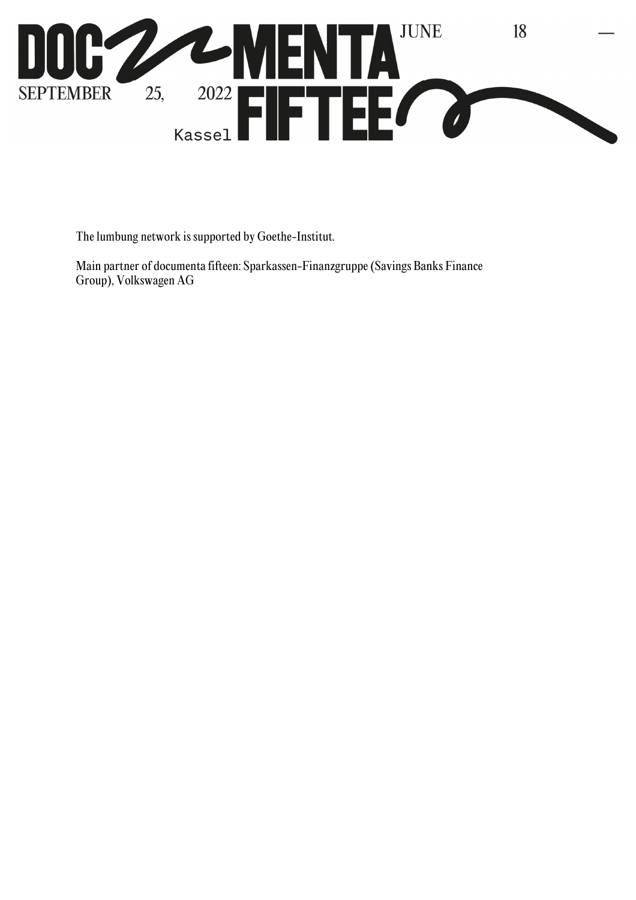The lumbung network is supported by Goethe-Institut.

Main partner of documenta fifteen: Sparkassen-Finanzgruppe (Savings Banks Finance Group), Volkswagen AG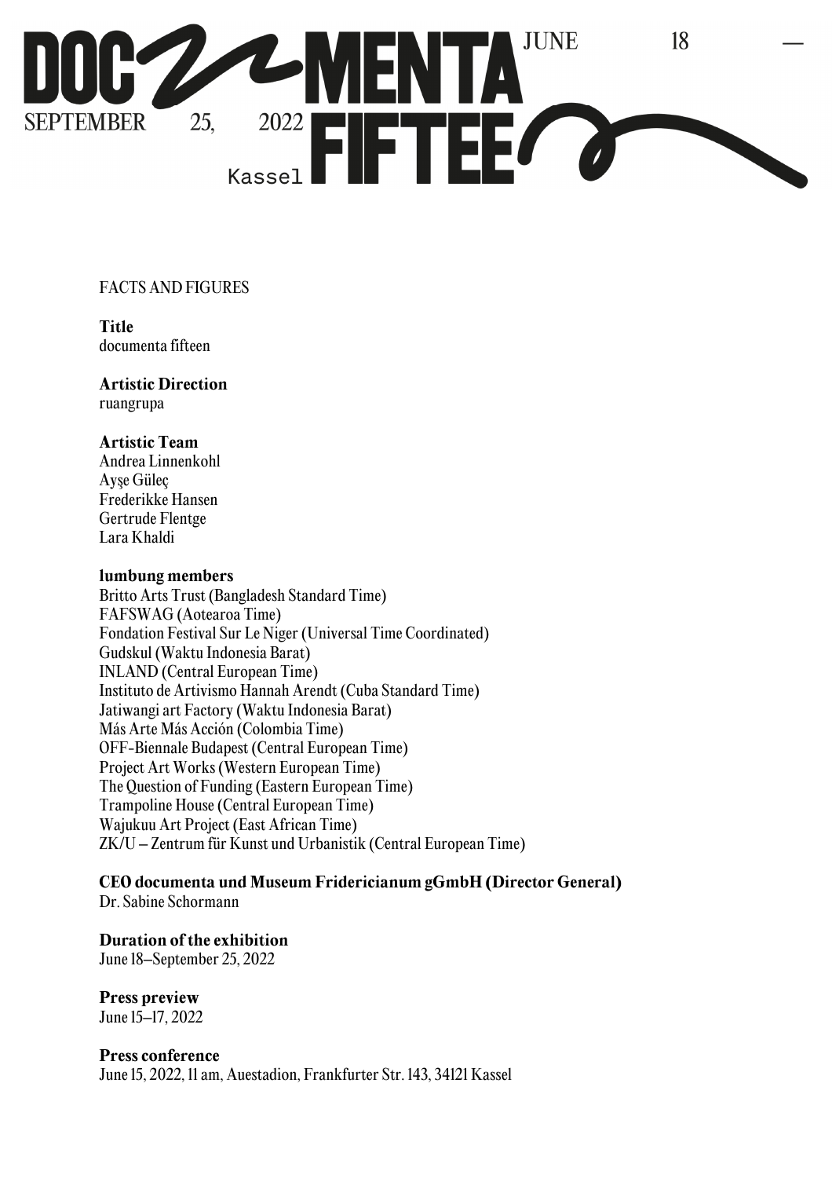FACTS AND FIGURES

**Title**
documenta fifteen

**Artistic Direction**
ruangrupa

**Artistic Team**
Andrea Linnenkohl
Ayşe Güleç
Frederikke Hansen
Gertrude Flentge
Lara Khaldi

**lumbung members**
Britto Arts Trust (Bangladesh Standard Time)
FAFSWAG (Aotearoa Time)
Fondation Festival Sur Le Niger (Universal Time Coordinated)
Gudskul (Waktu Indonesia Barat)
INLAND (Central European Time)
Instituto de Artivismo Hannah Arendt (Cuba Standard Time)
Jatiwangi art Factory (Waktu Indonesia Barat)
Más Arte Más Acción (Colombia Time)
OFF-Biennale Budapest (Central European Time)
Project Art Works (Western European Time)
The Question of Funding (Eastern European Time)
Trampoline House (Central European Time)
Wajukuu Art Project (East African Time)
ZK/U – Zentrum für Kunst und Urbanistik (Central European Time)

**CEO documenta und Museum Fridericianum gGmbH (Director General)**
Dr. Sabine Schormann

**Duration of the exhibition**
June 18–September 25, 2022

**Press preview**
June 15–17, 2022

**Press conference**
June 15, 2022, 11 am, Auestadion, Frankfurter Str. 143, 34121 Kassel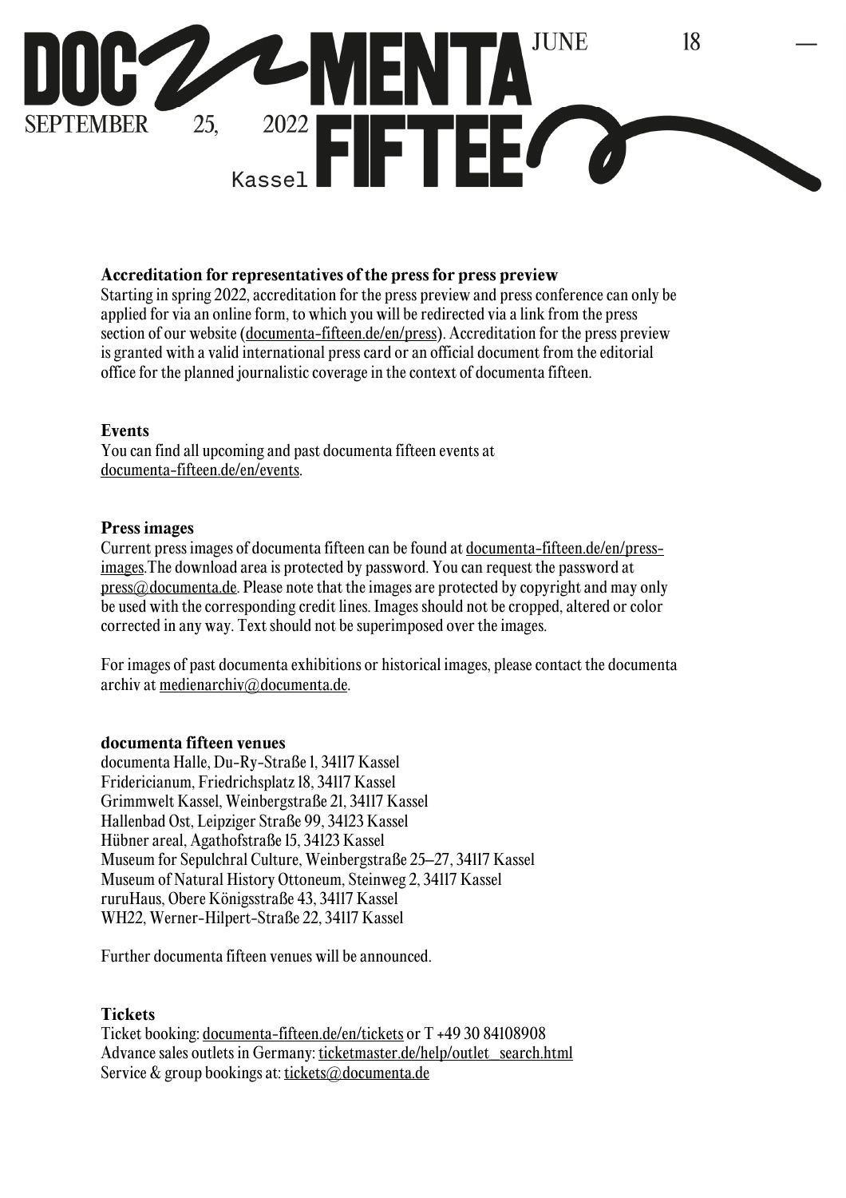**Accreditation for representatives of the press for press preview**
Starting in spring 2022, accreditation for the press preview and press conference can only be applied for via an online form, to which you will be redirected via a link from the press section of our website (documenta-fifteen.de/en/press). Accreditation for the press preview is granted with a valid international press card or an official document from the editorial office for the planned journalistic coverage in the context of documenta fifteen.

**Events**
You can find all upcoming and past documenta fifteen events at documenta-fifteen.de/en/events.

**Press images**
Current press images of documenta fifteen can be found at documenta-fifteen.de/en/press-images.The download area is protected by password. You can request the password at press@documenta.de. Please note that the images are protected by copyright and may only be used with the corresponding credit lines. Images should not be cropped, altered or color corrected in any way. Text should not be superimposed over the images.

For images of past documenta exhibitions or historical images, please contact the documenta archiv at medienarchiv@documenta.de.

**documenta fifteen venues**
documenta Halle, Du-Ry-Straße 1, 34117 Kassel
Fridericianum, Friedrichsplatz 18, 34117 Kassel
Grimmwelt Kassel, Weinbergstraße 21, 34117 Kassel
Hallenbad Ost, Leipziger Straße 99, 34123 Kassel
Hübner areal, Agathofstraße 15, 34123 Kassel
Museum for Sepulchral Culture, Weinbergstraße 25–27, 34117 Kassel
Museum of Natural History Ottoneum, Steinweg 2, 34117 Kassel
ruruHaus, Obere Königsstraße 43, 34117 Kassel
WH22, Werner-Hilpert-Straße 22, 34117 Kassel

Further documenta fifteen venues will be announced.

**Tickets**
Ticket booking: documenta-fifteen.de/en/tickets or T +49 30 84108908
Advance sales outlets in Germany: ticketmaster.de/help/outlet_search.html
Service & group bookings at: tickets@documenta.de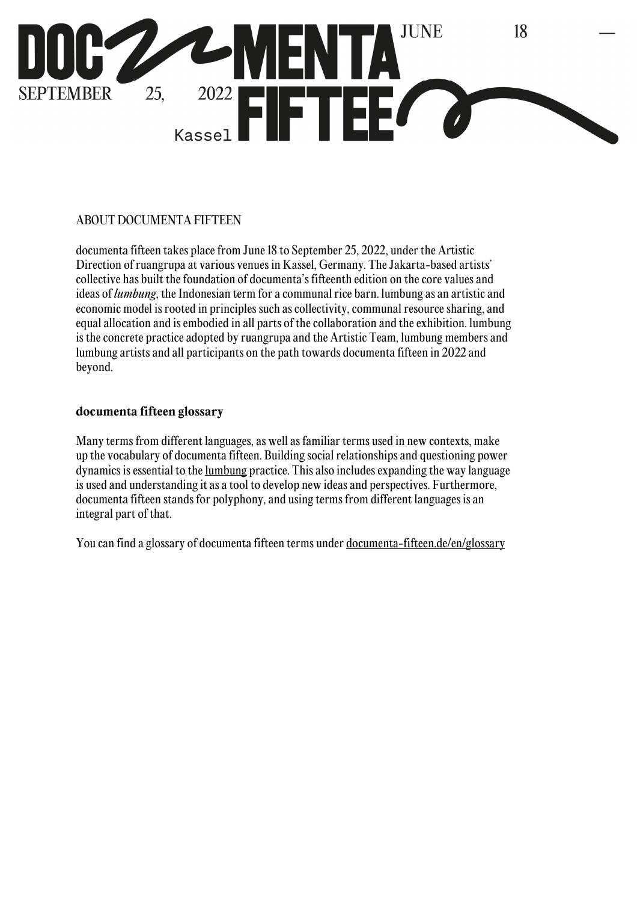## ABOUT DOCUMENTA FIFTEEN

documenta fifteen takes place from June 18 to September 25, 2022, under the Artistic Direction of ruangrupa at various venues in Kassel, Germany. The Jakarta-based artists' collective has built the foundation of documenta's fifteenth edition on the core values and ideas of *lumbung*, the Indonesian term for a communal rice barn. lumbung as an artistic and economic model is rooted in principles such as collectivity, communal resource sharing, and equal allocation and is embodied in all parts of the collaboration and the exhibition. lumbung is the concrete practice adopted by ruangrupa and the Artistic Team, lumbung members and lumbung artists and all participants on the path towards documenta fifteen in 2022 and beyond.

### documenta fifteen glossary

Many terms from different languages, as well as familiar terms used in new contexts, make up the vocabulary of documenta fifteen. Building social relationships and questioning power dynamics is essential to the lumbung practice. This also includes expanding the way language is used and understanding it as a tool to develop new ideas and perspectives. Furthermore, documenta fifteen stands for polyphony, and using terms from different languages is an integral part of that.

You can find a glossary of documenta fifteen terms under documenta-fifteen.de/en/glossary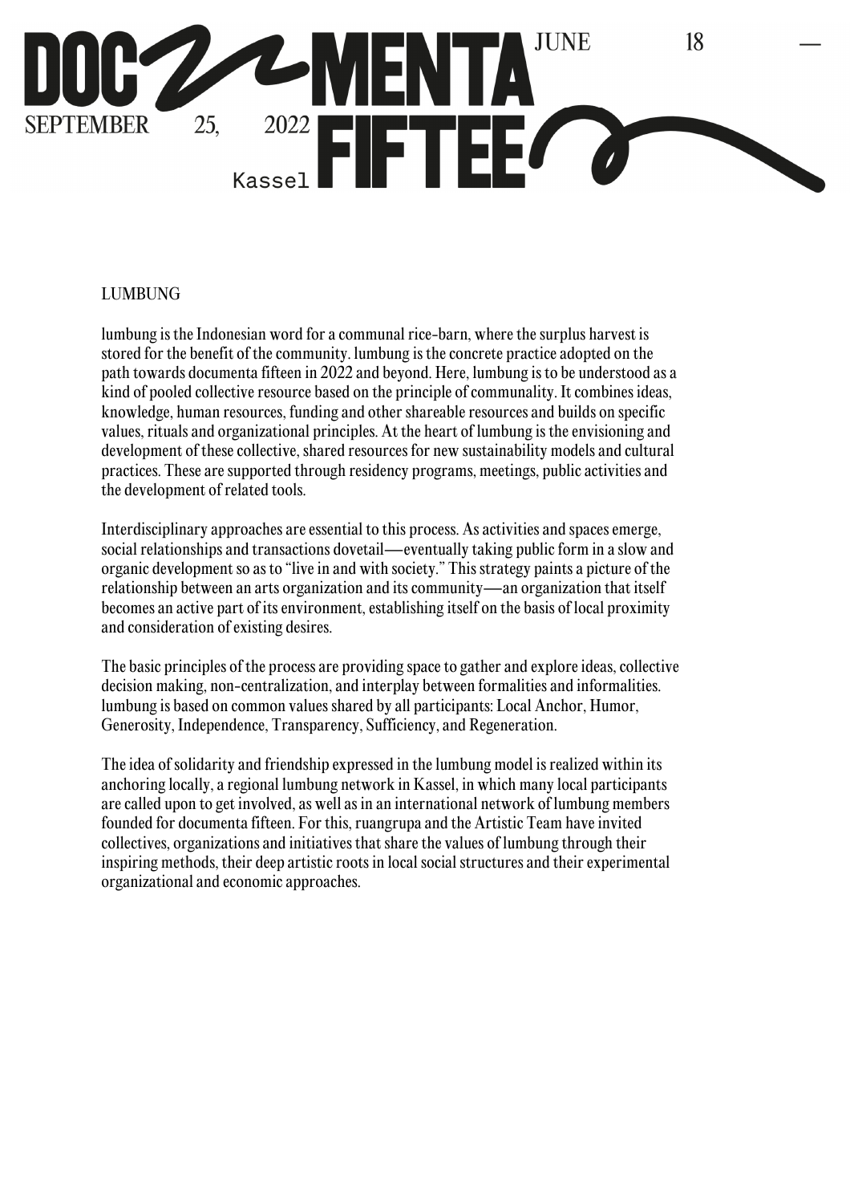# LUMBUNG

lumbung is the Indonesian word for a communal rice-barn, where the surplus harvest is stored for the benefit of the community. lumbung is the concrete practice adopted on the path towards documenta fifteen in 2022 and beyond. Here, lumbung is to be understood as a kind of pooled collective resource based on the principle of communality. It combines ideas, knowledge, human resources, funding and other shareable resources and builds on specific values, rituals and organizational principles. At the heart of lumbung is the envisioning and development of these collective, shared resources for new sustainability models and cultural practices. These are supported through residency programs, meetings, public activities and the development of related tools.

Interdisciplinary approaches are essential to this process. As activities and spaces emerge, social relationships and transactions dovetail—eventually taking public form in a slow and organic development so as to "live in and with society." This strategy paints a picture of the relationship between an arts organization and its community—an organization that itself becomes an active part of its environment, establishing itself on the basis of local proximity and consideration of existing desires.

The basic principles of the process are providing space to gather and explore ideas, collective decision making, non-centralization, and interplay between formalities and informalities. lumbung is based on common values shared by all participants: Local Anchor, Humor, Generosity, Independence, Transparency, Sufficiency, and Regeneration.

The idea of solidarity and friendship expressed in the lumbung model is realized within its anchoring locally, a regional lumbung network in Kassel, in which many local participants are called upon to get involved, as well as in an international network of lumbung members founded for documenta fifteen. For this, ruangrupa and the Artistic Team have invited collectives, organizations and initiatives that share the values of lumbung through their inspiring methods, their deep artistic roots in local social structures and their experimental organizational and economic approaches.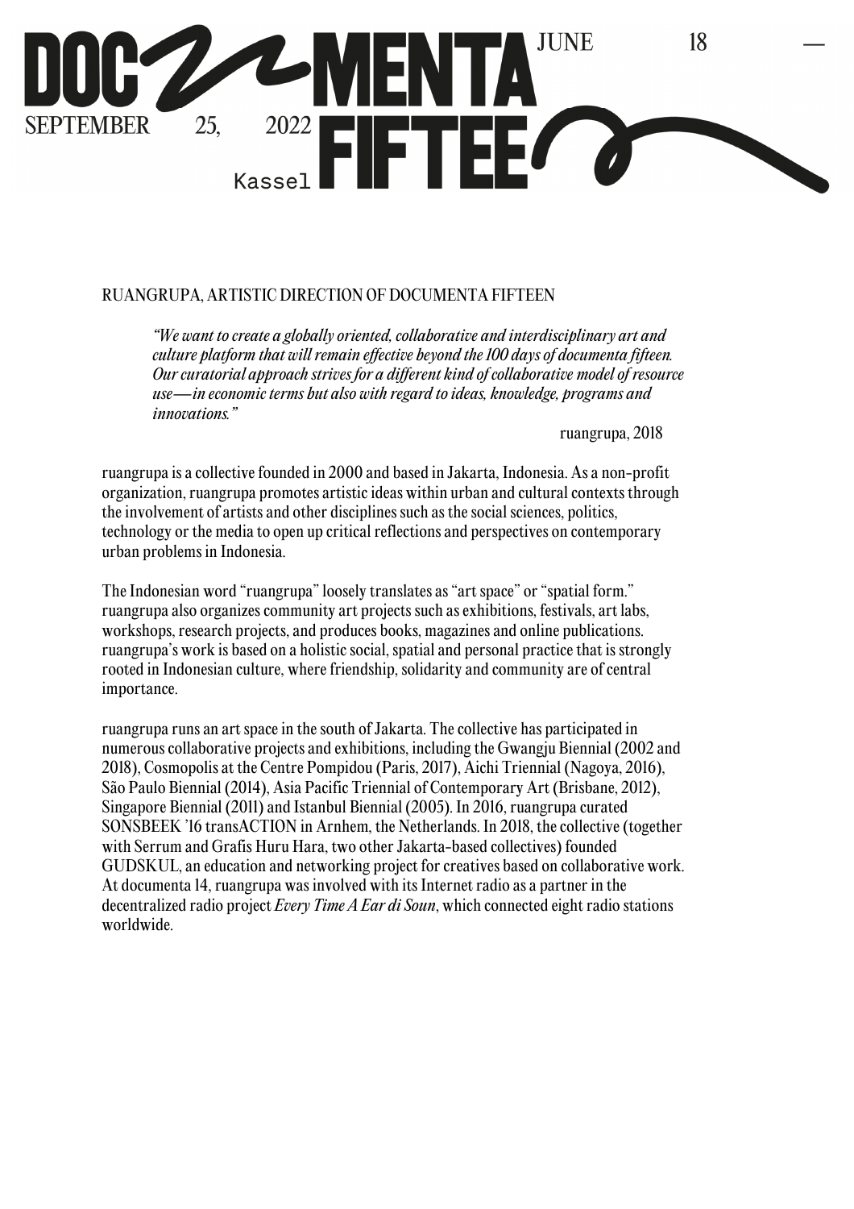## RUANGRUPA, ARTISTIC DIRECTION OF DOCUMENTA FIFTEEN

> *"We want to create a globally oriented, collaborative and interdisciplinary art and culture platform that will remain effective beyond the 100 days of documenta fifteen. Our curatorial approach strives for a different kind of collaborative model of resource use—in economic terms but also with regard to ideas, knowledge, programs and innovations."*
>
> ruangrupa, 2018

ruangrupa is a collective founded in 2000 and based in Jakarta, Indonesia. As a non-profit organization, ruangrupa promotes artistic ideas within urban and cultural contexts through the involvement of artists and other disciplines such as the social sciences, politics, technology or the media to open up critical reflections and perspectives on contemporary urban problems in Indonesia.

The Indonesian word "ruangrupa" loosely translates as "art space" or "spatial form." ruangrupa also organizes community art projects such as exhibitions, festivals, art labs, workshops, research projects, and produces books, magazines and online publications. ruangrupa's work is based on a holistic social, spatial and personal practice that is strongly rooted in Indonesian culture, where friendship, solidarity and community are of central importance.

ruangrupa runs an art space in the south of Jakarta. The collective has participated in numerous collaborative projects and exhibitions, including the Gwangju Biennial (2002 and 2018), Cosmopolis at the Centre Pompidou (Paris, 2017), Aichi Triennial (Nagoya, 2016), São Paulo Biennial (2014), Asia Pacific Triennial of Contemporary Art (Brisbane, 2012), Singapore Biennial (2011) and Istanbul Biennial (2005). In 2016, ruangrupa curated SONSBEEK '16 transACTION in Arnhem, the Netherlands. In 2018, the collective (together with Serrum and Grafis Huru Hara, two other Jakarta-based collectives) founded GUDSKUL, an education and networking project for creatives based on collaborative work. At documenta 14, ruangrupa was involved with its Internet radio as a partner in the decentralized radio project *Every Time A Ear di Soun*, which connected eight radio stations worldwide.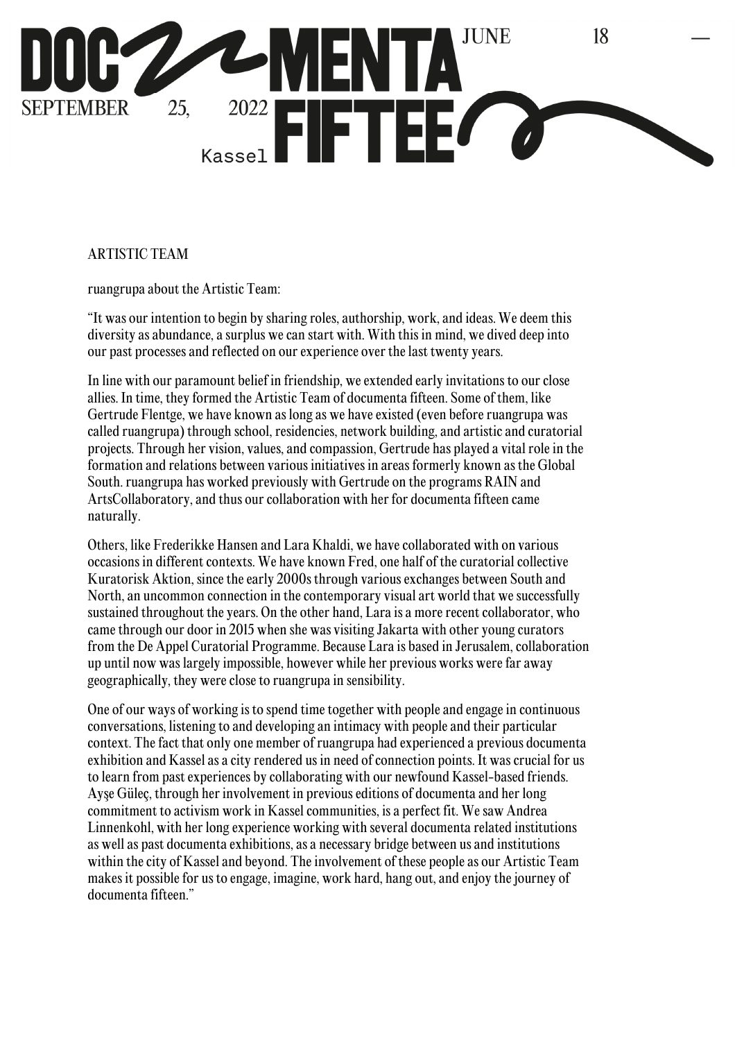## ARTISTIC TEAM

ruangrupa about the Artistic Team:

"It was our intention to begin by sharing roles, authorship, work, and ideas. We deem this diversity as abundance, a surplus we can start with. With this in mind, we dived deep into our past processes and reflected on our experience over the last twenty years.

In line with our paramount belief in friendship, we extended early invitations to our close allies. In time, they formed the Artistic Team of documenta fifteen. Some of them, like Gertrude Flentge, we have known as long as we have existed (even before ruangrupa was called ruangrupa) through school, residencies, network building, and artistic and curatorial projects. Through her vision, values, and compassion, Gertrude has played a vital role in the formation and relations between various initiatives in areas formerly known as the Global South. ruangrupa has worked previously with Gertrude on the programs RAIN and ArtsCollaboratory, and thus our collaboration with her for documenta fifteen came naturally.

Others, like Frederikke Hansen and Lara Khaldi, we have collaborated with on various occasions in different contexts. We have known Fred, one half of the curatorial collective Kuratorisk Aktion, since the early 2000s through various exchanges between South and North, an uncommon connection in the contemporary visual art world that we successfully sustained throughout the years. On the other hand, Lara is a more recent collaborator, who came through our door in 2015 when she was visiting Jakarta with other young curators from the De Appel Curatorial Programme. Because Lara is based in Jerusalem, collaboration up until now was largely impossible, however while her previous works were far away geographically, they were close to ruangrupa in sensibility.

One of our ways of working is to spend time together with people and engage in continuous conversations, listening to and developing an intimacy with people and their particular context. The fact that only one member of ruangrupa had experienced a previous documenta exhibition and Kassel as a city rendered us in need of connection points. It was crucial for us to learn from past experiences by collaborating with our newfound Kassel-based friends. Ayşe Güleç, through her involvement in previous editions of documenta and her long commitment to activism work in Kassel communities, is a perfect fit. We saw Andrea Linnenkohl, with her long experience working with several documenta related institutions as well as past documenta exhibitions, as a necessary bridge between us and institutions within the city of Kassel and beyond. The involvement of these people as our Artistic Team makes it possible for us to engage, imagine, work hard, hang out, and enjoy the journey of documenta fifteen."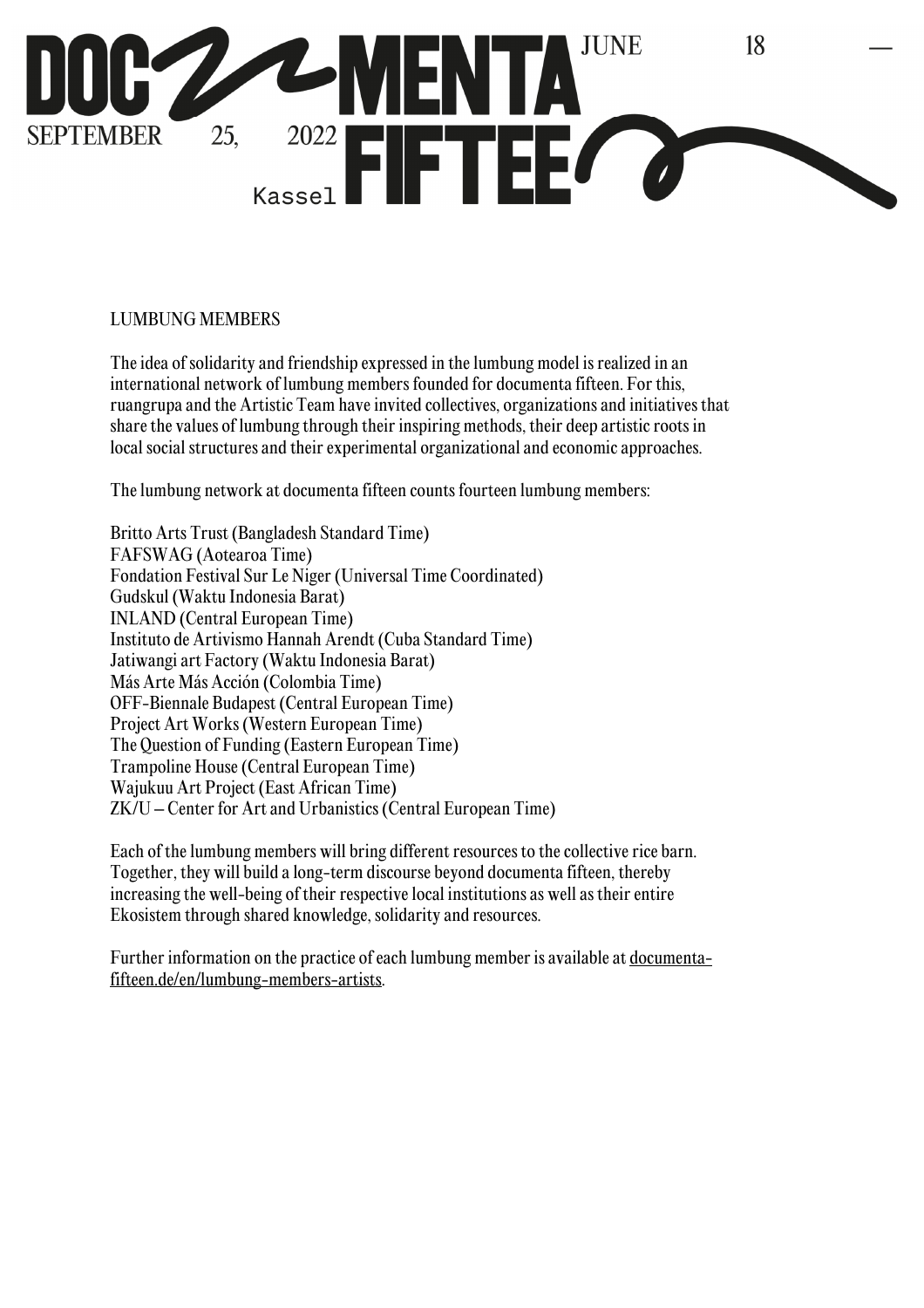## LUMBUNG MEMBERS

The idea of solidarity and friendship expressed in the lumbung model is realized in an international network of lumbung members founded for documenta fifteen. For this, ruangrupa and the Artistic Team have invited collectives, organizations and initiatives that share the values of lumbung through their inspiring methods, their deep artistic roots in local social structures and their experimental organizational and economic approaches.

The lumbung network at documenta fifteen counts fourteen lumbung members:

Britto Arts Trust (Bangladesh Standard Time)
FAFSWAG (Aotearoa Time)
Fondation Festival Sur Le Niger (Universal Time Coordinated)
Gudskul (Waktu Indonesia Barat)
INLAND (Central European Time)
Instituto de Artivismo Hannah Arendt (Cuba Standard Time)
Jatiwangi art Factory (Waktu Indonesia Barat)
Más Arte Más Acción (Colombia Time)
OFF-Biennale Budapest (Central European Time)
Project Art Works (Western European Time)
The Question of Funding (Eastern European Time)
Trampoline House (Central European Time)
Wajukuu Art Project (East African Time)
ZK/U – Center for Art and Urbanistics (Central European Time)

Each of the lumbung members will bring different resources to the collective rice barn. Together, they will build a long-term discourse beyond documenta fifteen, thereby increasing the well-being of their respective local institutions as well as their entire Ekosistem through shared knowledge, solidarity and resources.

Further information on the practice of each lumbung member is available at documenta-fifteen.de/en/lumbung-members-artists.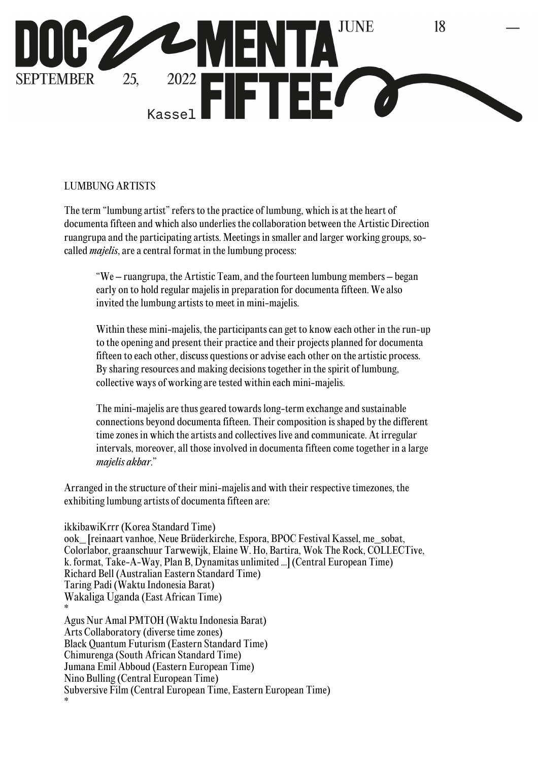LUMBUNG ARTISTS

The term "lumbung artist" refers to the practice of lumbung, which is at the heart of documenta fifteen and which also underlies the collaboration between the Artistic Direction ruangrupa and the participating artists. Meetings in smaller and larger working groups, so-called *majelis*, are a central format in the lumbung process:

> "We – ruangrupa, the Artistic Team, and the fourteen lumbung members – began early on to hold regular majelis in preparation for documenta fifteen. We also invited the lumbung artists to meet in mini-majelis.
>
> Within these mini-majelis, the participants can get to know each other in the run-up to the opening and present their practice and their projects planned for documenta fifteen to each other, discuss questions or advise each other on the artistic process. By sharing resources and making decisions together in the spirit of lumbung, collective ways of working are tested within each mini-majelis.
>
> The mini-majelis are thus geared towards long-term exchange and sustainable connections beyond documenta fifteen. Their composition is shaped by the different time zones in which the artists and collectives live and communicate. At irregular intervals, moreover, all those involved in documenta fifteen come together in a large *majelis akbar*."

Arranged in the structure of their mini-majelis and with their respective timezones, the exhibiting lumbung artists of documenta fifteen are:

ikkibawiKrrr (Korea Standard Time)
ook_ [reinaart vanhoe, Neue Brüderkirche, Espora, BPOC Festival Kassel, me_sobat, Colorlabor, graanschuur Tarwewijk, Elaine W. Ho, Bartira, Wok The Rock, COLLECTive, k. format, Take-A-Way, Plan B, Dynamitas unlimited ...] (Central European Time)
Richard Bell (Australian Eastern Standard Time)
Taring Padi (Waktu Indonesia Barat)
Wakaliga Uganda (East African Time)
*
Agus Nur Amal PMTOH (Waktu Indonesia Barat)
Arts Collaboratory (diverse time zones)
Black Quantum Futurism (Eastern Standard Time)
Chimurenga (South African Standard Time)
Jumana Emil Abboud (Eastern European Time)
Nino Bulling (Central European Time)
Subversive Film (Central European Time, Eastern European Time)
*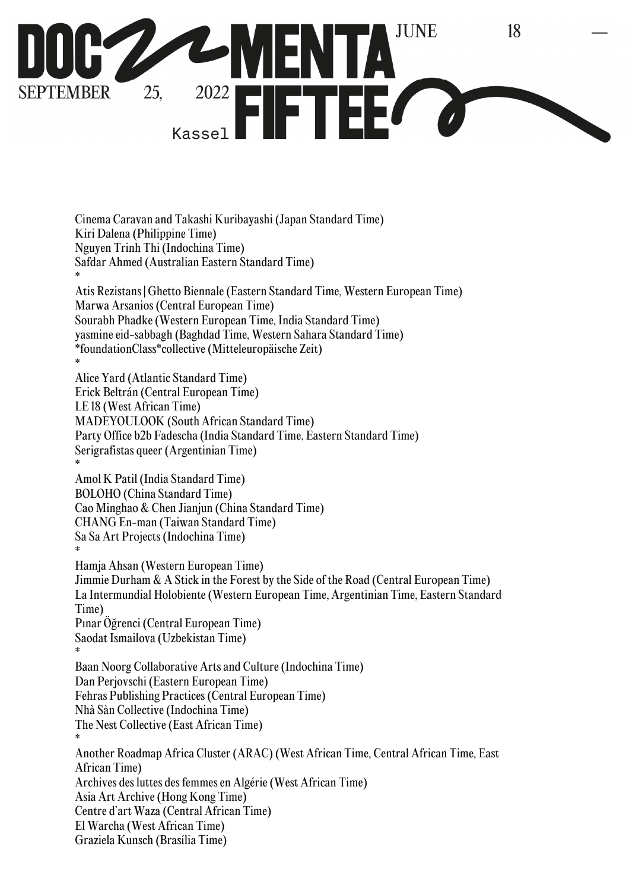Cinema Caravan and Takashi Kuribayashi (Japan Standard Time)
Kiri Dalena (Philippine Time)
Nguyen Trinh Thi (Indochina Time)
Safdar Ahmed (Australian Eastern Standard Time)
*
Atis Rezistans | Ghetto Biennale (Eastern Standard Time, Western European Time)
Marwa Arsanios (Central European Time)
Sourabh Phadke (Western European Time, India Standard Time)
yasmine eid-sabbagh (Baghdad Time, Western Sahara Standard Time)
*foundationClass*collective (Mitteleuropäische Zeit)
*
Alice Yard (Atlantic Standard Time)
Erick Beltrán (Central European Time)
LE 18 (West African Time)
MADEYOULOOK (South African Standard Time)
Party Office b2b Fadescha (India Standard Time, Eastern Standard Time)
Serigrafistas queer (Argentinian Time)
*
Amol K Patil (India Standard Time)
BOLOHO (China Standard Time)
Cao Minghao & Chen Jianjun (China Standard Time)
CHANG En-man (Taiwan Standard Time)
Sa Sa Art Projects (Indochina Time)
*
Hamja Ahsan (Western European Time)
Jimmie Durham & A Stick in the Forest by the Side of the Road (Central European Time)
La Intermundial Holobiente (Western European Time, Argentinian Time, Eastern Standard Time)
Pınar Öğrenci (Central European Time)
Saodat Ismailova (Uzbekistan Time)
*
Baan Noorg Collaborative Arts and Culture (Indochina Time)
Dan Perjovschi (Eastern European Time)
Fehras Publishing Practices (Central European Time)
Nhà Sàn Collective (Indochina Time)
The Nest Collective (East African Time)
*
Another Roadmap Africa Cluster (ARAC) (West African Time, Central African Time, East African Time)
Archives des luttes des femmes en Algérie (West African Time)
Asia Art Archive (Hong Kong Time)
Centre d'art Waza (Central African Time)
El Warcha (West African Time)
Graziela Kunsch (Brasília Time)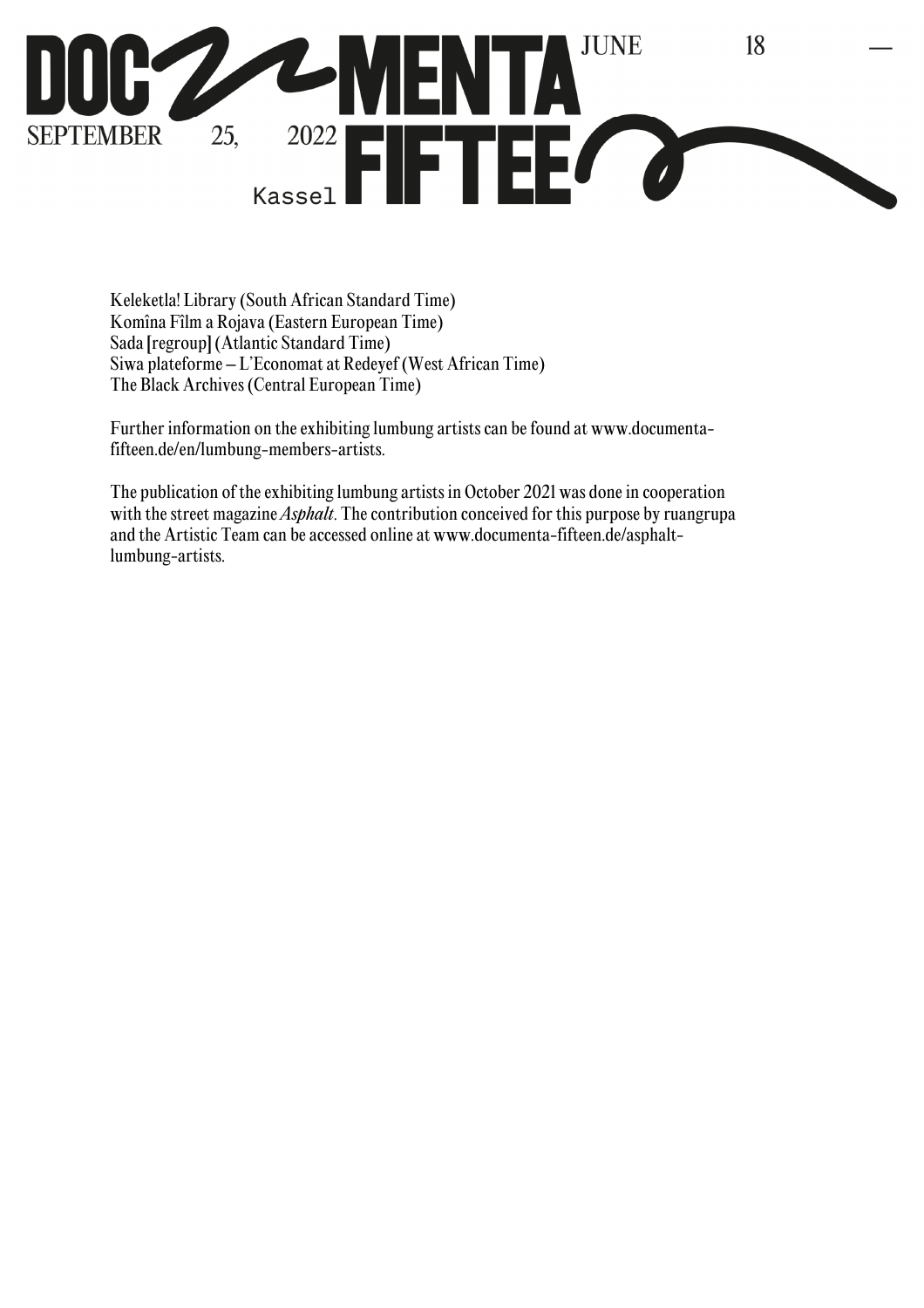Keleketla! Library (South African Standard Time)
Komîna Fîlm a Rojava (Eastern European Time)
Sada [regroup] (Atlantic Standard Time)
Siwa plateforme – L'Economat at Redeyef (West African Time)
The Black Archives (Central European Time)

Further information on the exhibiting lumbung artists can be found at www.documenta-fifteen.de/en/lumbung-members-artists.

The publication of the exhibiting lumbung artists in October 2021 was done in cooperation with the street magazine *Asphalt*. The contribution conceived for this purpose by ruangrupa and the Artistic Team can be accessed online at www.documenta-fifteen.de/asphalt-lumbung-artists.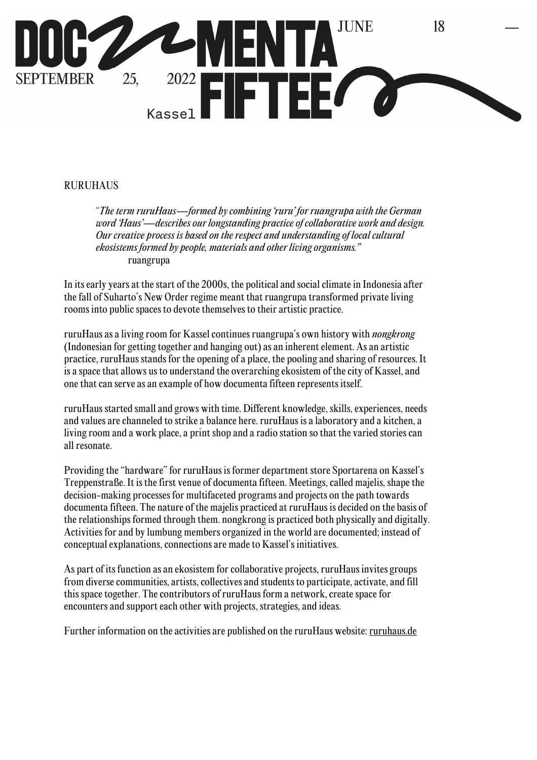# RURUHAUS

> "*The term ruruHaus—formed by combining 'ruru' for ruangrupa with the German word 'Haus'—describes our longstanding practice of collaborative work and design. Our creative process is based on the respect and understanding of local cultural ekosistems formed by people, materials and other living organisms.*"
>
> ruangrupa

In its early years at the start of the 2000s, the political and social climate in Indonesia after the fall of Suharto's New Order regime meant that ruangrupa transformed private living rooms into public spaces to devote themselves to their artistic practice.

ruruHaus as a living room for Kassel continues ruangrupa's own history with *nongkrong* (Indonesian for getting together and hanging out) as an inherent element. As an artistic practice, ruruHaus stands for the opening of a place, the pooling and sharing of resources. It is a space that allows us to understand the overarching ekosistem of the city of Kassel, and one that can serve as an example of how documenta fifteen represents itself.

ruruHaus started small and grows with time. Different knowledge, skills, experiences, needs and values are channeled to strike a balance here. ruruHaus is a laboratory and a kitchen, a living room and a work place, a print shop and a radio station so that the varied stories can all resonate.

Providing the "hardware" for ruruHaus is former department store Sportarena on Kassel's Treppenstraße. It is the first venue of documenta fifteen. Meetings, called majelis, shape the decision-making processes for multifaceted programs and projects on the path towards documenta fifteen. The nature of the majelis practiced at ruruHaus is decided on the basis of the relationships formed through them. nongkrong is practiced both physically and digitally. Activities for and by lumbung members organized in the world are documented; instead of conceptual explanations, connections are made to Kassel's initiatives.

As part of its function as an ekosistem for collaborative projects, ruruHaus invites groups from diverse communities, artists, collectives and students to participate, activate, and fill this space together. The contributors of ruruHaus form a network, create space for encounters and support each other with projects, strategies, and ideas.

Further information on the activities are published on the ruruHaus website: ruruhaus.de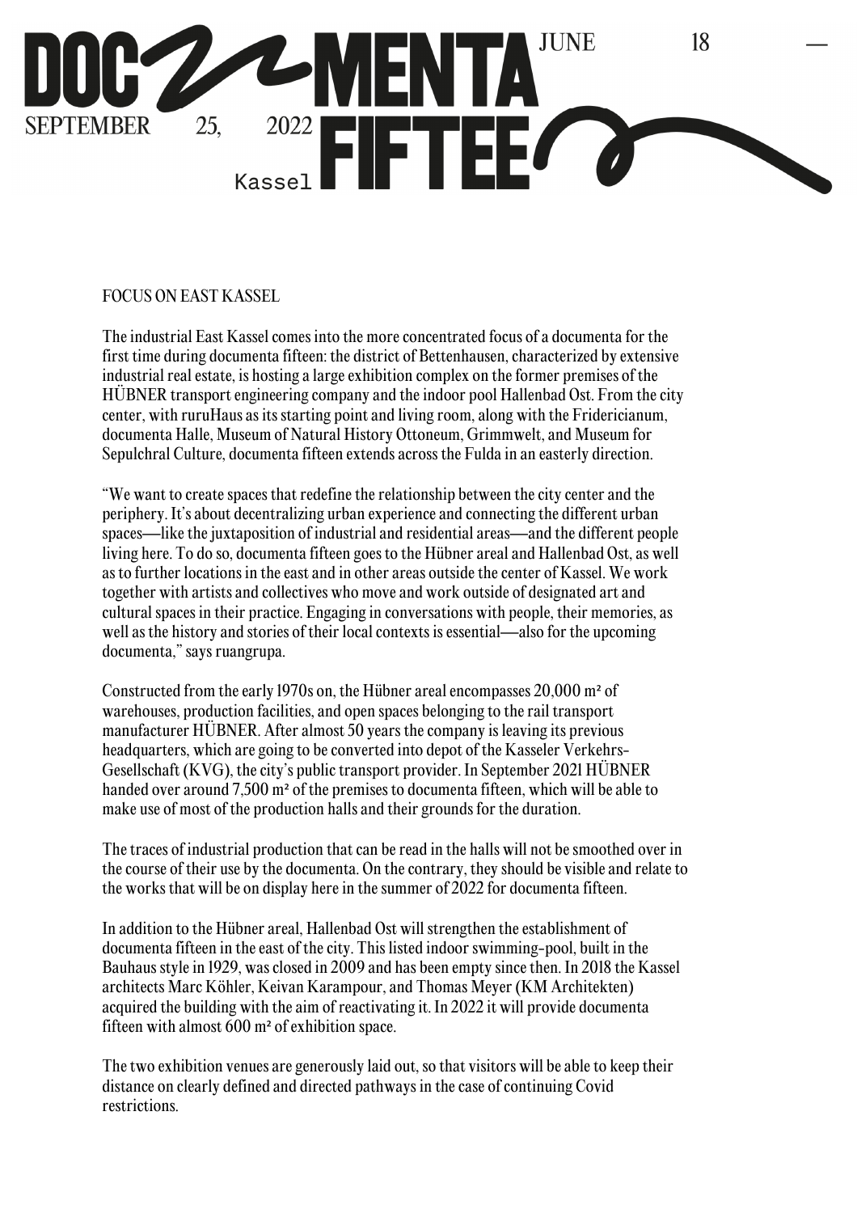## FOCUS ON EAST KASSEL

The industrial East Kassel comes into the more concentrated focus of a documenta for the first time during documenta fifteen: the district of Bettenhausen, characterized by extensive industrial real estate, is hosting a large exhibition complex on the former premises of the HÜBNER transport engineering company and the indoor pool Hallenbad Ost. From the city center, with ruruHaus as its starting point and living room, along with the Fridericianum, documenta Halle, Museum of Natural History Ottoneum, Grimmwelt, and Museum for Sepulchral Culture, documenta fifteen extends across the Fulda in an easterly direction.

"We want to create spaces that redefine the relationship between the city center and the periphery. It's about decentralizing urban experience and connecting the different urban spaces—like the juxtaposition of industrial and residential areas—and the different people living here. To do so, documenta fifteen goes to the Hübner areal and Hallenbad Ost, as well as to further locations in the east and in other areas outside the center of Kassel. We work together with artists and collectives who move and work outside of designated art and cultural spaces in their practice. Engaging in conversations with people, their memories, as well as the history and stories of their local contexts is essential—also for the upcoming documenta," says ruangrupa.

Constructed from the early 1970s on, the Hübner areal encompasses 20,000 m² of warehouses, production facilities, and open spaces belonging to the rail transport manufacturer HÜBNER. After almost 50 years the company is leaving its previous headquarters, which are going to be converted into depot of the Kasseler Verkehrs-Gesellschaft (KVG), the city's public transport provider. In September 2021 HÜBNER handed over around 7,500 m² of the premises to documenta fifteen, which will be able to make use of most of the production halls and their grounds for the duration.

The traces of industrial production that can be read in the halls will not be smoothed over in the course of their use by the documenta. On the contrary, they should be visible and relate to the works that will be on display here in the summer of 2022 for documenta fifteen.

In addition to the Hübner areal, Hallenbad Ost will strengthen the establishment of documenta fifteen in the east of the city. This listed indoor swimming-pool, built in the Bauhaus style in 1929, was closed in 2009 and has been empty since then. In 2018 the Kassel architects Marc Köhler, Keivan Karampour, and Thomas Meyer (KM Architekten) acquired the building with the aim of reactivating it. In 2022 it will provide documenta fifteen with almost 600 m² of exhibition space.

The two exhibition venues are generously laid out, so that visitors will be able to keep their distance on clearly defined and directed pathways in the case of continuing Covid restrictions.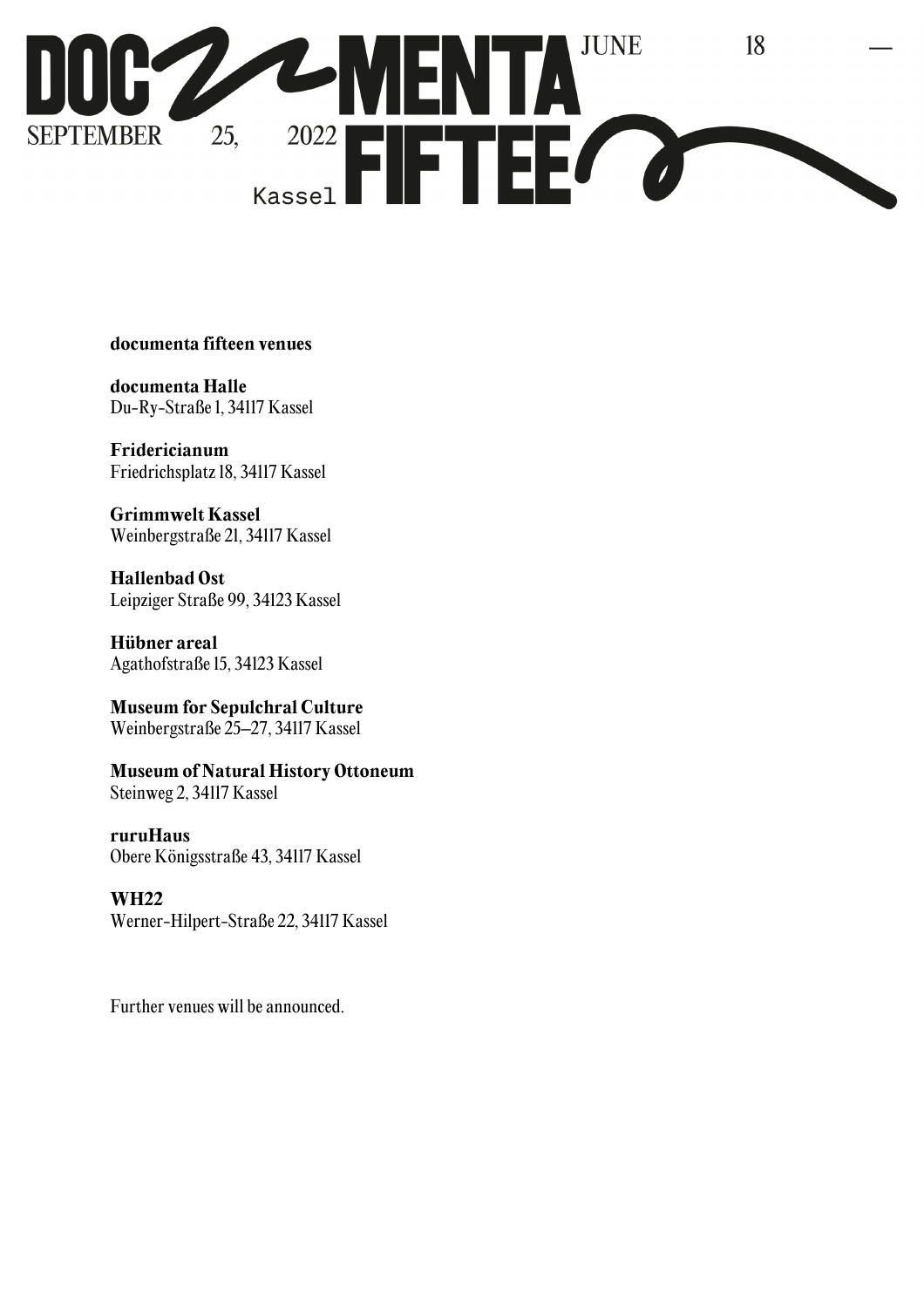**documenta fifteen venues**

**documenta Halle**
Du-Ry-Straße 1, 34117 Kassel

**Fridericianum**
Friedrichsplatz 18, 34117 Kassel

**Grimmwelt Kassel**
Weinbergstraße 21, 34117 Kassel

**Hallenbad Ost**
Leipziger Straße 99, 34123 Kassel

**Hübner areal**
Agathofstraße 15, 34123 Kassel

**Museum for Sepulchral Culture**
Weinbergstraße 25–27, 34117 Kassel

**Museum of Natural History Ottoneum**
Steinweg 2, 34117 Kassel

**ruruHaus**
Obere Königsstraße 43, 34117 Kassel

**WH22**
Werner-Hilpert-Straße 22, 34117 Kassel

Further venues will be announced.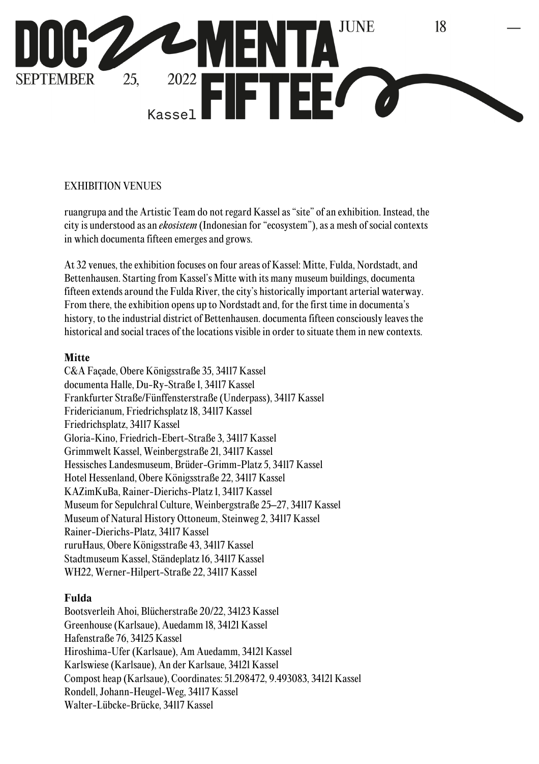EXHIBITION VENUES

ruangrupa and the Artistic Team do not regard Kassel as "site" of an exhibition. Instead, the city is understood as an *ekosistem* (Indonesian for "ecosystem"), as a mesh of social contexts in which documenta fifteen emerges and grows.

At 32 venues, the exhibition focuses on four areas of Kassel: Mitte, Fulda, Nordstadt, and Bettenhausen. Starting from Kassel's Mitte with its many museum buildings, documenta fifteen extends around the Fulda River, the city's historically important arterial waterway. From there, the exhibition opens up to Nordstadt and, for the first time in documenta's history, to the industrial district of Bettenhausen. documenta fifteen consciously leaves the historical and social traces of the locations visible in order to situate them in new contexts.

**Mitte**

C&A Façade, Obere Königsstraße 35, 34117 Kassel
documenta Halle, Du-Ry-Straße 1, 34117 Kassel
Frankfurter Straße/Fünffensterstraße (Underpass), 34117 Kassel
Fridericianum, Friedrichsplatz 18, 34117 Kassel
Friedrichsplatz, 34117 Kassel
Gloria-Kino, Friedrich-Ebert-Straße 3, 34117 Kassel
Grimmwelt Kassel, Weinbergstraße 21, 34117 Kassel
Hessisches Landesmuseum, Brüder-Grimm-Platz 5, 34117 Kassel
Hotel Hessenland, Obere Königsstraße 22, 34117 Kassel
KAZimKuBa, Rainer-Dierichs-Platz 1, 34117 Kassel
Museum for Sepulchral Culture, Weinbergstraße 25–27, 34117 Kassel
Museum of Natural History Ottoneum, Steinweg 2, 34117 Kassel
Rainer-Dierichs-Platz, 34117 Kassel
ruruHaus, Obere Königsstraße 43, 34117 Kassel
Stadtmuseum Kassel, Ständeplatz 16, 34117 Kassel
WH22, Werner-Hilpert-Straße 22, 34117 Kassel

**Fulda**

Bootsverleih Ahoi, Blücherstraße 20/22, 34123 Kassel
Greenhouse (Karlsaue), Auedamm 18, 34121 Kassel
Hafenstraße 76, 34125 Kassel
Hiroshima-Ufer (Karlsaue), Am Auedamm, 34121 Kassel
Karlswiese (Karlsaue), An der Karlsaue, 34121 Kassel
Compost heap (Karlsaue), Coordinates: 51.298472, 9.493083, 34121 Kassel
Rondell, Johann-Heugel-Weg, 34117 Kassel
Walter-Lübcke-Brücke, 34117 Kassel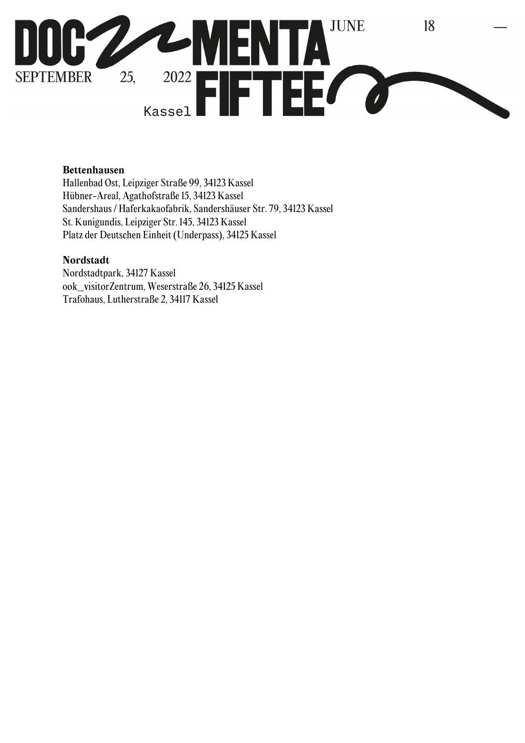**Bettenhausen**
Hallenbad Ost, Leipziger Straße 99, 34123 Kassel
Hübner-Areal, Agathofstraße 15, 34123 Kassel
Sandershaus / Haferkakaofabrik, Sandershäuser Str. 79, 34123 Kassel
St. Kunigundis, Leipziger Str. 145, 34123 Kassel
Platz der Deutschen Einheit (Underpass), 34125 Kassel

**Nordstadt**
Nordstadtpark, 34127 Kassel
ook_visitorZentrum, Weserstraße 26, 34125 Kassel
Trafohaus, Lutherstraße 2, 34117 Kassel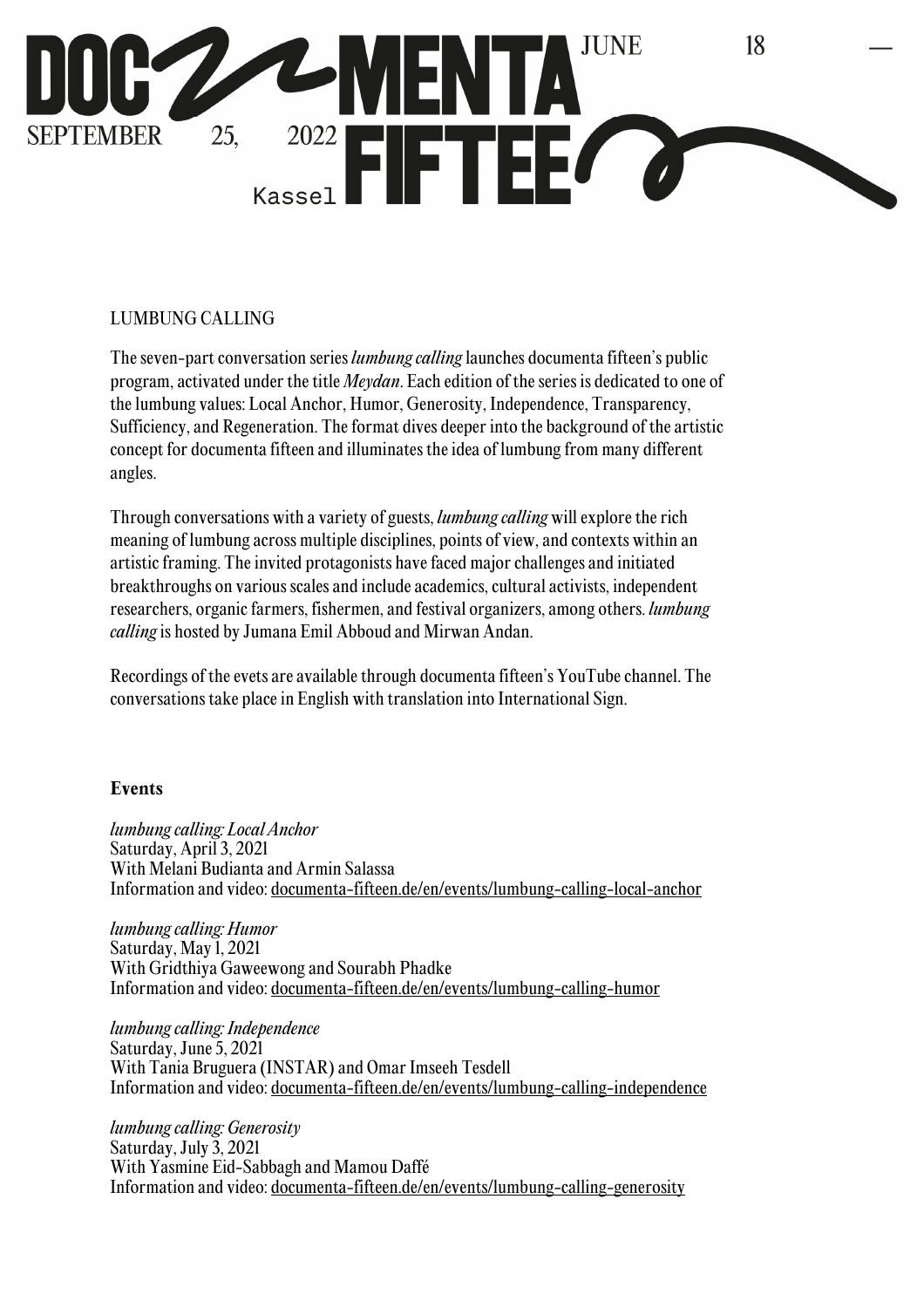LUMBUNG CALLING

The seven-part conversation series *lumbung calling* launches documenta fifteen's public program, activated under the title *Meydan*. Each edition of the series is dedicated to one of the lumbung values: Local Anchor, Humor, Generosity, Independence, Transparency, Sufficiency, and Regeneration. The format dives deeper into the background of the artistic concept for documenta fifteen and illuminates the idea of lumbung from many different angles.

Through conversations with a variety of guests, *lumbung calling* will explore the rich meaning of lumbung across multiple disciplines, points of view, and contexts within an artistic framing. The invited protagonists have faced major challenges and initiated breakthroughs on various scales and include academics, cultural activists, independent researchers, organic farmers, fishermen, and festival organizers, among others. *lumbung calling* is hosted by Jumana Emil Abboud and Mirwan Andan.

Recordings of the evets are available through documenta fifteen's YouTube channel. The conversations take place in English with translation into International Sign.

**Events**

*lumbung calling: Local Anchor*
Saturday, April 3, 2021
With Melani Budianta and Armin Salassa
Information and video: documenta-fifteen.de/en/events/lumbung-calling-local-anchor

*lumbung calling: Humor*
Saturday, May 1, 2021
With Gridthiya Gaweewong and Sourabh Phadke
Information and video: documenta-fifteen.de/en/events/lumbung-calling-humor

*lumbung calling: Independence*
Saturday, June 5, 2021
With Tania Bruguera (INSTAR) and Omar Imseeh Tesdell
Information and video: documenta-fifteen.de/en/events/lumbung-calling-independence

*lumbung calling: Generosity*
Saturday, July 3, 2021
With Yasmine Eid-Sabbagh and Mamou Daffé
Information and video: documenta-fifteen.de/en/events/lumbung-calling-generosity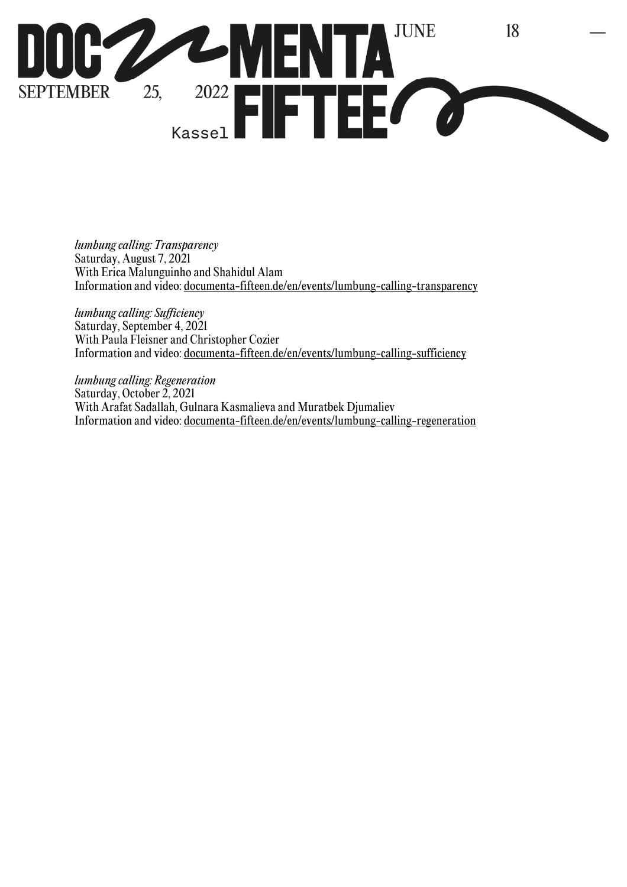*lumbung calling: Transparency*
Saturday, August 7, 2021
With Erica Malunguinho and Shahidul Alam
Information and video: documenta-fifteen.de/en/events/lumbung-calling-transparency

*lumbung calling: Sufficiency*
Saturday, September 4, 2021
With Paula Fleisner and Christopher Cozier
Information and video: documenta-fifteen.de/en/events/lumbung-calling-sufficiency

*lumbung calling: Regeneration*
Saturday, October 2, 2021
With Arafat Sadallah, Gulnara Kasmalieva and Muratbek Djumaliev
Information and video: documenta-fifteen.de/en/events/lumbung-calling-regeneration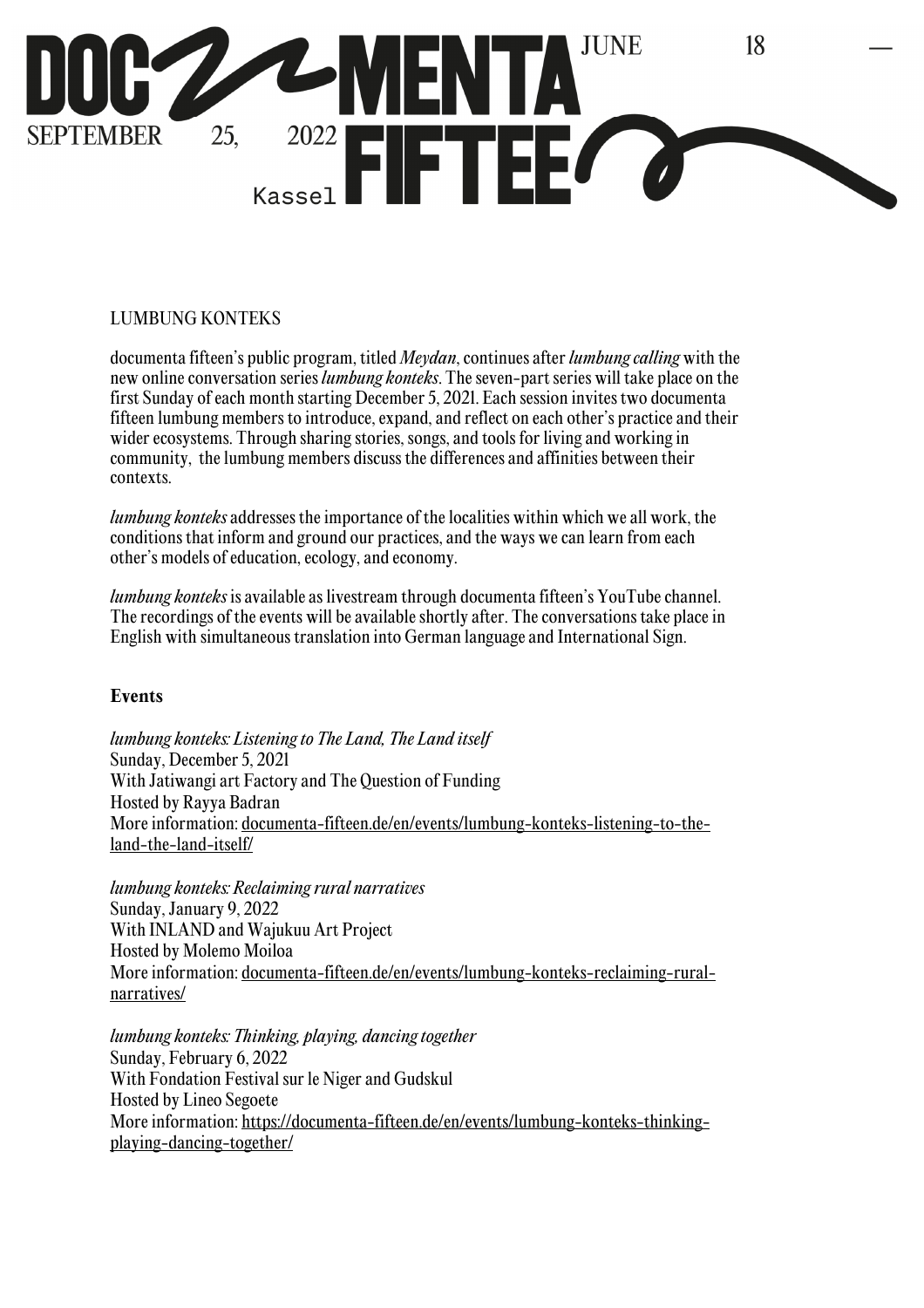LUMBUNG KONTEKS

documenta fifteen's public program, titled *Meydan*, continues after *lumbung calling* with the new online conversation series *lumbung konteks*. The seven-part series will take place on the first Sunday of each month starting December 5, 2021. Each session invites two documenta fifteen lumbung members to introduce, expand, and reflect on each other's practice and their wider ecosystems. Through sharing stories, songs, and tools for living and working in community, the lumbung members discuss the differences and affinities between their contexts.

*lumbung konteks* addresses the importance of the localities within which we all work, the conditions that inform and ground our practices, and the ways we can learn from each other's models of education, ecology, and economy.

*lumbung konteks* is available as livestream through documenta fifteen's YouTube channel. The recordings of the events will be available shortly after. The conversations take place in English with simultaneous translation into German language and International Sign.

**Events**

*lumbung konteks: Listening to The Land, The Land itself*
Sunday, December 5, 2021
With Jatiwangi art Factory and The Question of Funding
Hosted by Rayya Badran
More information: documenta-fifteen.de/en/events/lumbung-konteks-listening-to-the-land-the-land-itself/

*lumbung konteks: Reclaiming rural narratives*
Sunday, January 9, 2022
With INLAND and Wajukuu Art Project
Hosted by Molemo Moiloa
More information: documenta-fifteen.de/en/events/lumbung-konteks-reclaiming-rural-narratives/

*lumbung konteks: Thinking, playing, dancing together*
Sunday, February 6, 2022
With Fondation Festival sur le Niger and Gudskul
Hosted by Lineo Segoete
More information: https://documenta-fifteen.de/en/events/lumbung-konteks-thinking-playing-dancing-together/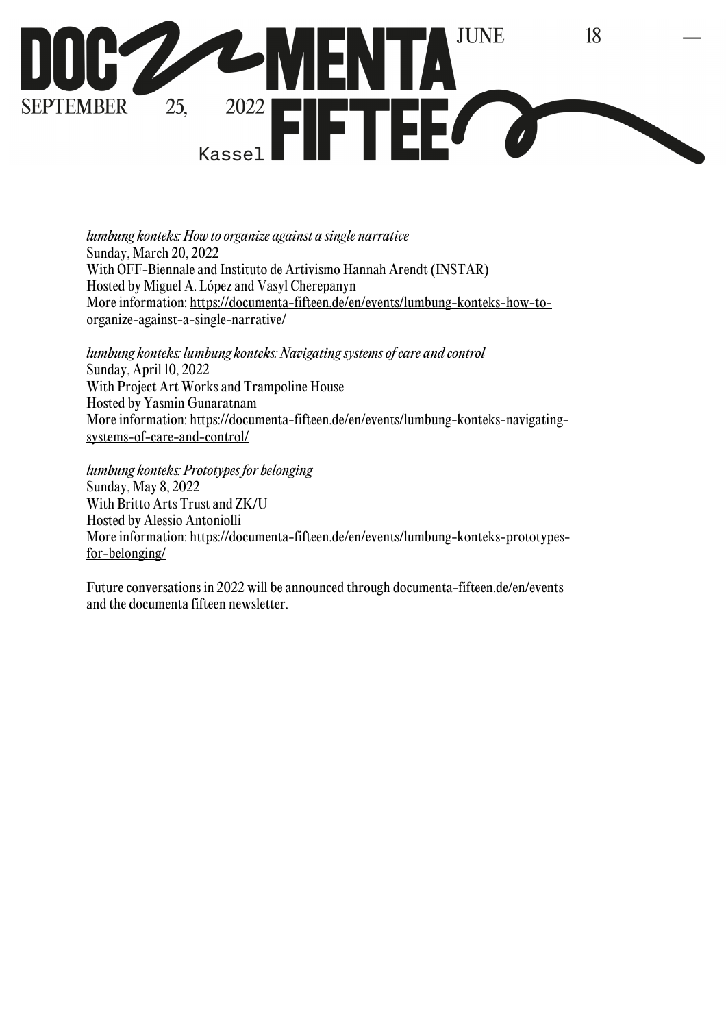*lumbung konteks: How to organize against a single narrative*
Sunday, March 20, 2022
With OFF-Biennale and Instituto de Artivismo Hannah Arendt (INSTAR)
Hosted by Miguel A. López and Vasyl Cherepanyn
More information: https://documenta-fifteen.de/en/events/lumbung-konteks-how-to-organize-against-a-single-narrative/

*lumbung konteks: lumbung konteks: Navigating systems of care and control*
Sunday, April 10, 2022
With Project Art Works and Trampoline House
Hosted by Yasmin Gunaratnam
More information: https://documenta-fifteen.de/en/events/lumbung-konteks-navigating-systems-of-care-and-control/

*lumbung konteks: Prototypes for belonging*
Sunday, May 8, 2022
With Britto Arts Trust and ZK/U
Hosted by Alessio Antoniolli
More information: https://documenta-fifteen.de/en/events/lumbung-konteks-prototypes-for-belonging/

Future conversations in 2022 will be announced through documenta-fifteen.de/en/events and the documenta fifteen newsletter.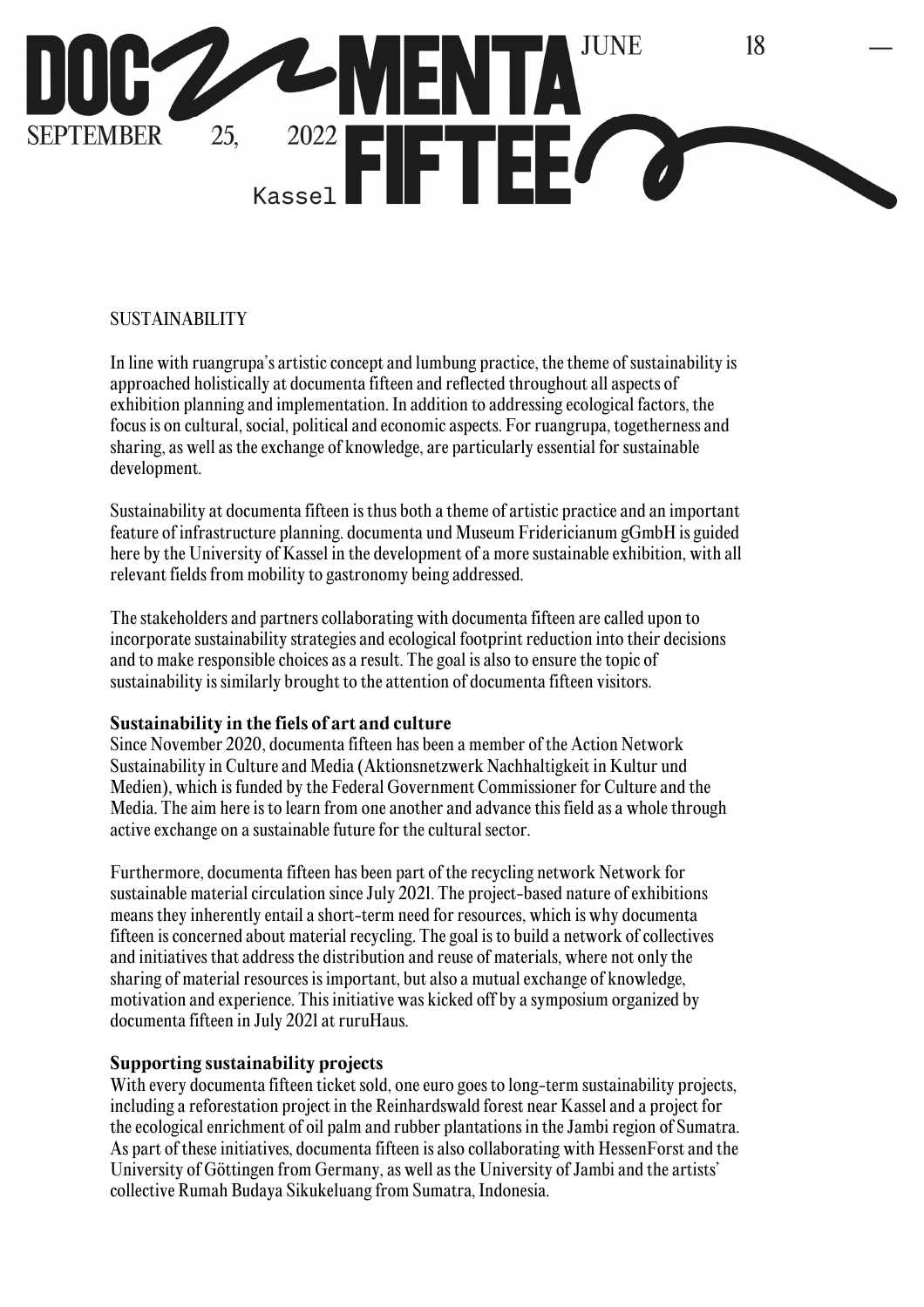SUSTAINABILITY

In line with ruangrupa's artistic concept and lumbung practice, the theme of sustainability is approached holistically at documenta fifteen and reflected throughout all aspects of exhibition planning and implementation. In addition to addressing ecological factors, the focus is on cultural, social, political and economic aspects. For ruangrupa, togetherness and sharing, as well as the exchange of knowledge, are particularly essential for sustainable development.

Sustainability at documenta fifteen is thus both a theme of artistic practice and an important feature of infrastructure planning. documenta und Museum Fridericianum gGmbH is guided here by the University of Kassel in the development of a more sustainable exhibition, with all relevant fields from mobility to gastronomy being addressed.

The stakeholders and partners collaborating with documenta fifteen are called upon to incorporate sustainability strategies and ecological footprint reduction into their decisions and to make responsible choices as a result. The goal is also to ensure the topic of sustainability is similarly brought to the attention of documenta fifteen visitors.

**Sustainability in the fiels of art and culture**

Since November 2020, documenta fifteen has been a member of the Action Network Sustainability in Culture and Media (Aktionsnetzwerk Nachhaltigkeit in Kultur und Medien), which is funded by the Federal Government Commissioner for Culture and the Media. The aim here is to learn from one another and advance this field as a whole through active exchange on a sustainable future for the cultural sector.

Furthermore, documenta fifteen has been part of the recycling network Network for sustainable material circulation since July 2021. The project-based nature of exhibitions means they inherently entail a short-term need for resources, which is why documenta fifteen is concerned about material recycling. The goal is to build a network of collectives and initiatives that address the distribution and reuse of materials, where not only the sharing of material resources is important, but also a mutual exchange of knowledge, motivation and experience. This initiative was kicked off by a symposium organized by documenta fifteen in July 2021 at ruruHaus.

**Supporting sustainability projects**

With every documenta fifteen ticket sold, one euro goes to long-term sustainability projects, including a reforestation project in the Reinhardswald forest near Kassel and a project for the ecological enrichment of oil palm and rubber plantations in the Jambi region of Sumatra. As part of these initiatives, documenta fifteen is also collaborating with HessenForst and the University of Göttingen from Germany, as well as the University of Jambi and the artists' collective Rumah Budaya Sikukeluang from Sumatra, Indonesia.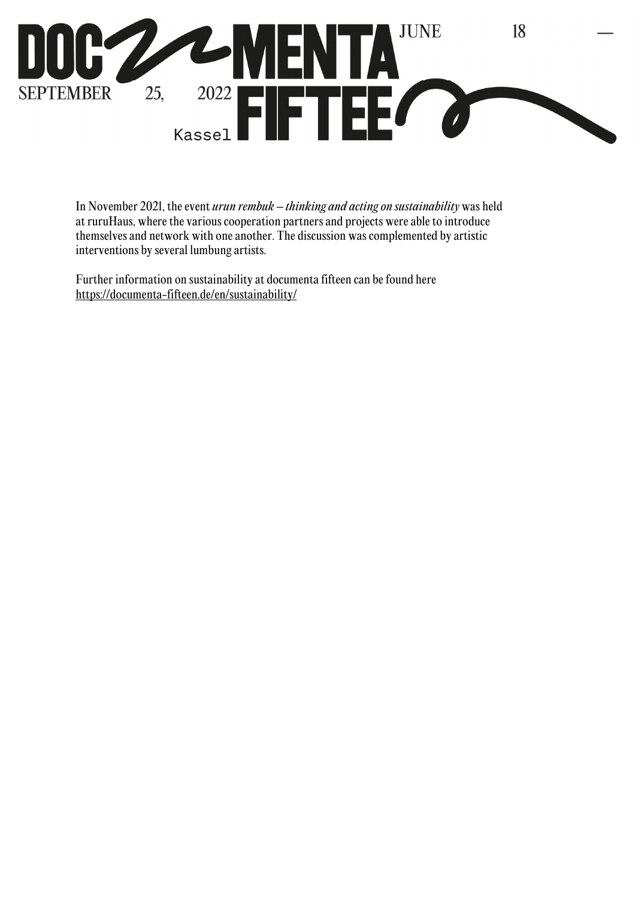In November 2021, the event *urun rembuk – thinking and acting on sustainability* was held at ruruHaus, where the various cooperation partners and projects were able to introduce themselves and network with one another. The discussion was complemented by artistic interventions by several lumbung artists.

Further information on sustainability at documenta fifteen can be found here https://documenta-fifteen.de/en/sustainability/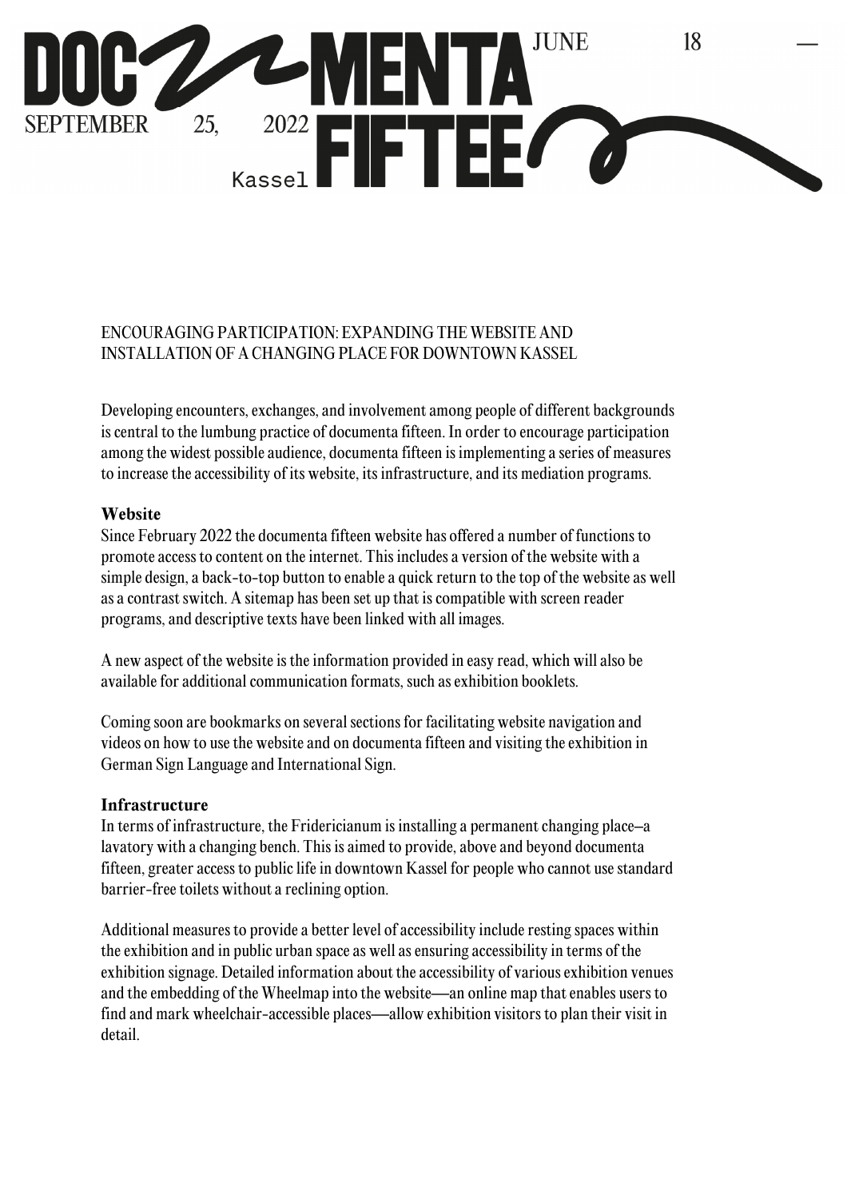## ENCOURAGING PARTICIPATION: EXPANDING THE WEBSITE AND INSTALLATION OF A CHANGING PLACE FOR DOWNTOWN KASSEL

Developing encounters, exchanges, and involvement among people of different backgrounds is central to the lumbung practice of documenta fifteen. In order to encourage participation among the widest possible audience, documenta fifteen is implementing a series of measures to increase the accessibility of its website, its infrastructure, and its mediation programs.

### Website

Since February 2022 the documenta fifteen website has offered a number of functions to promote access to content on the internet. This includes a version of the website with a simple design, a back-to-top button to enable a quick return to the top of the website as well as a contrast switch. A sitemap has been set up that is compatible with screen reader programs, and descriptive texts have been linked with all images.

A new aspect of the website is the information provided in easy read, which will also be available for additional communication formats, such as exhibition booklets.

Coming soon are bookmarks on several sections for facilitating website navigation and videos on how to use the website and on documenta fifteen and visiting the exhibition in German Sign Language and International Sign.

### Infrastructure

In terms of infrastructure, the Fridericianum is installing a permanent changing place–a lavatory with a changing bench. This is aimed to provide, above and beyond documenta fifteen, greater access to public life in downtown Kassel for people who cannot use standard barrier-free toilets without a reclining option.

Additional measures to provide a better level of accessibility include resting spaces within the exhibition and in public urban space as well as ensuring accessibility in terms of the exhibition signage. Detailed information about the accessibility of various exhibition venues and the embedding of the Wheelmap into the website—an online map that enables users to find and mark wheelchair-accessible places—allow exhibition visitors to plan their visit in detail.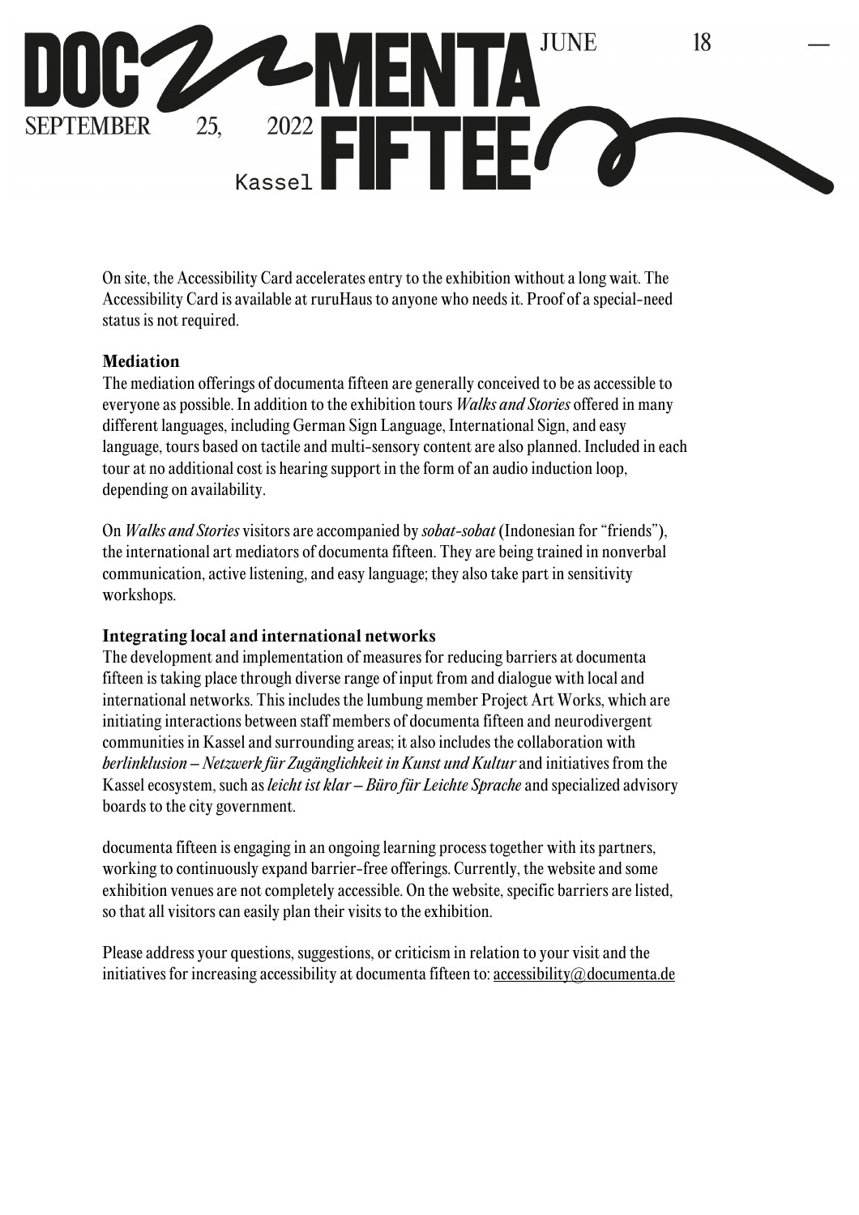On site, the Accessibility Card accelerates entry to the exhibition without a long wait. The Accessibility Card is available at ruruHaus to anyone who needs it. Proof of a special-need status is not required.

**Mediation**

The mediation offerings of documenta fifteen are generally conceived to be as accessible to everyone as possible. In addition to the exhibition tours *Walks and Stories* offered in many different languages, including German Sign Language, International Sign, and easy language, tours based on tactile and multi-sensory content are also planned. Included in each tour at no additional cost is hearing support in the form of an audio induction loop, depending on availability.

On *Walks and Stories* visitors are accompanied by *sobat-sobat* (Indonesian for "friends"), the international art mediators of documenta fifteen. They are being trained in nonverbal communication, active listening, and easy language; they also take part in sensitivity workshops.

**Integrating local and international networks**

The development and implementation of measures for reducing barriers at documenta fifteen is taking place through diverse range of input from and dialogue with local and international networks. This includes the lumbung member Project Art Works, which are initiating interactions between staff members of documenta fifteen and neurodivergent communities in Kassel and surrounding areas; it also includes the collaboration with *berlinklusion – Netzwerk für Zugänglichkeit in Kunst und Kultur* and initiatives from the Kassel ecosystem, such as *leicht ist klar – Büro für Leichte Sprache* and specialized advisory boards to the city government.

documenta fifteen is engaging in an ongoing learning process together with its partners, working to continuously expand barrier-free offerings. Currently, the website and some exhibition venues are not completely accessible. On the website, specific barriers are listed, so that all visitors can easily plan their visits to the exhibition.

Please address your questions, suggestions, or criticism in relation to your visit and the initiatives for increasing accessibility at documenta fifteen to: accessibility@documenta.de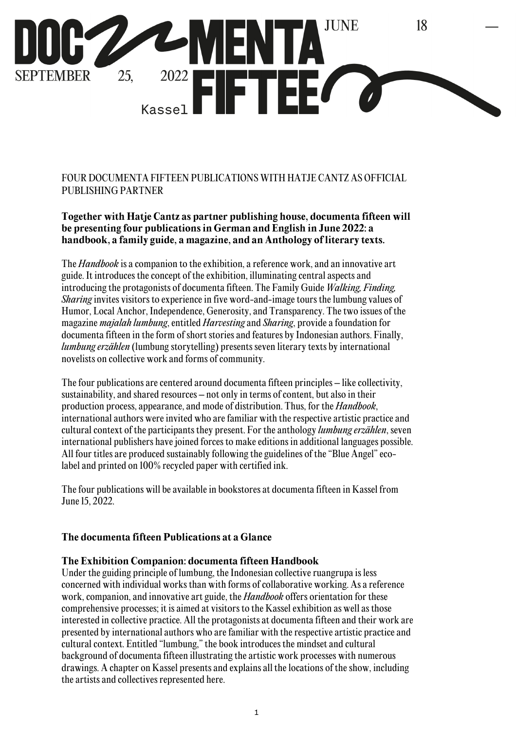# documenta fifteen

JUNE 18 — SEPTEMBER 25, 2022

Kassel

FOUR DOCUMENTA FIFTEEN PUBLICATIONS WITH HATJE CANTZ AS OFFICIAL PUBLISHING PARTNER

**Together with Hatje Cantz as partner publishing house, documenta fifteen will be presenting four publications in German and English in June 2022: a handbook, a family guide, a magazine, and an Anthology of literary texts.**

The *Handbook* is a companion to the exhibition, a reference work, and an innovative art guide. It introduces the concept of the exhibition, illuminating central aspects and introducing the protagonists of documenta fifteen. The Family Guide *Walking, Finding, Sharing* invites visitors to experience in five word-and-image tours the lumbung values of Humor, Local Anchor, Independence, Generosity, and Transparency. The two issues of the magazine *majalah lumbung*, entitled *Harvesting* and *Sharing*, provide a foundation for documenta fifteen in the form of short stories and features by Indonesian authors. Finally, *lumbung erzählen* (lumbung storytelling) presents seven literary texts by international novelists on collective work and forms of community.

The four publications are centered around documenta fifteen principles – like collectivity, sustainability, and shared resources – not only in terms of content, but also in their production process, appearance, and mode of distribution. Thus, for the *Handbook*, international authors were invited who are familiar with the respective artistic practice and cultural context of the participants they present. For the anthology *lumbung erzählen*, seven international publishers have joined forces to make editions in additional languages possible. All four titles are produced sustainably following the guidelines of the "Blue Angel" eco-label and printed on 100% recycled paper with certified ink.

The four publications will be available in bookstores at documenta fifteen in Kassel from June 15, 2022.

## The documenta fifteen Publications at a Glance

### The Exhibition Companion: documenta fifteen Handbook

Under the guiding principle of lumbung, the Indonesian collective ruangrupa is less concerned with individual works than with forms of collaborative working. As a reference work, companion, and innovative art guide, the *Handbook* offers orientation for these comprehensive processes; it is aimed at visitors to the Kassel exhibition as well as those interested in collective practice. All the protagonists at documenta fifteen and their work are presented by international authors who are familiar with the respective artistic practice and cultural context. Entitled "lumbung," the book introduces the mindset and cultural background of documenta fifteen illustrating the artistic work processes with numerous drawings. A chapter on Kassel presents and explains all the locations of the show, including the artists and collectives represented here.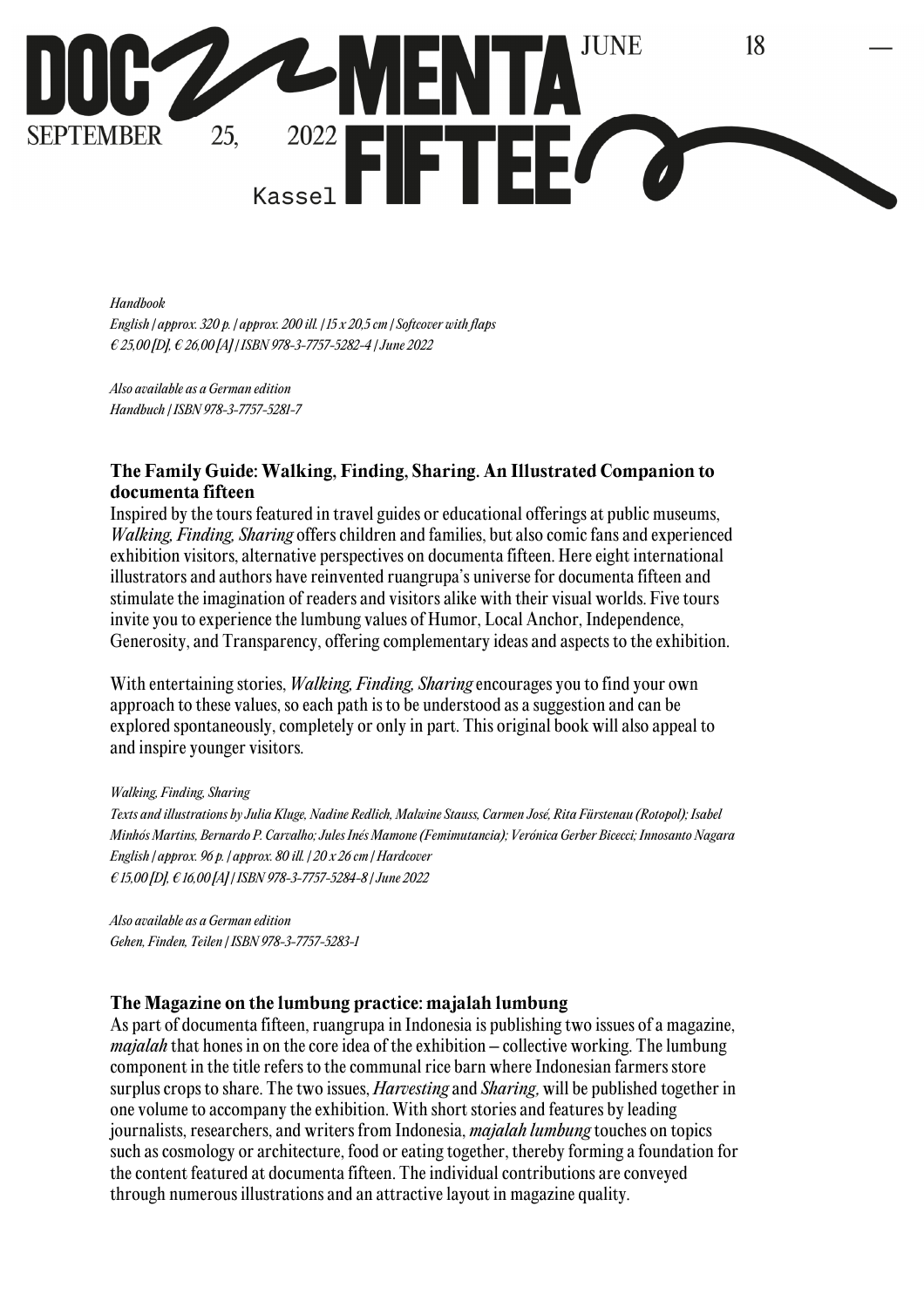*Handbook*
*English | approx. 320 p. | approx. 200 ill. | 15 x 20,5 cm | Softcover with flaps*
*€ 25,00 [D], € 26,00 [A] | ISBN 978-3-7757-5282-4 | June 2022*

*Also available as a German edition*
*Handbuch | ISBN 978-3-7757-5281-7*

## The Family Guide: Walking, Finding, Sharing. An Illustrated Companion to documenta fifteen

Inspired by the tours featured in travel guides or educational offerings at public museums, *Walking, Finding, Sharing* offers children and families, but also comic fans and experienced exhibition visitors, alternative perspectives on documenta fifteen. Here eight international illustrators and authors have reinvented ruangrupa's universe for documenta fifteen and stimulate the imagination of readers and visitors alike with their visual worlds. Five tours invite you to experience the lumbung values of Humor, Local Anchor, Independence, Generosity, and Transparency, offering complementary ideas and aspects to the exhibition.

With entertaining stories, *Walking, Finding, Sharing* encourages you to find your own approach to these values, so each path is to be understood as a suggestion and can be explored spontaneously, completely or only in part. This original book will also appeal to and inspire younger visitors.

*Walking, Finding, Sharing*
*Texts and illustrations by Julia Kluge, Nadine Redlich, Malwine Stauss, Carmen José, Rita Fürstenau (Rotopol); Isabel Minhós Martins, Bernardo P. Carvalho; Jules Inés Mamone (Femimutancia); Verónica Gerber Bicecci; Innosanto Nagara*
*English | approx. 96 p. | approx. 80 ill. | 20 x 26 cm | Hardcover*
*€ 15,00 [D], € 16,00 [A] | ISBN 978-3-7757-5284-8 | June 2022*

*Also available as a German edition*
*Gehen, Finden, Teilen | ISBN 978-3-7757-5283-1*

## The Magazine on the lumbung practice: majalah lumbung

As part of documenta fifteen, ruangrupa in Indonesia is publishing two issues of a magazine, *majalah* that hones in on the core idea of the exhibition – collective working. The lumbung component in the title refers to the communal rice barn where Indonesian farmers store surplus crops to share. The two issues, *Harvesting* and *Sharing*, will be published together in one volume to accompany the exhibition. With short stories and features by leading journalists, researchers, and writers from Indonesia, *majalah lumbung* touches on topics such as cosmology or architecture, food or eating together, thereby forming a foundation for the content featured at documenta fifteen. The individual contributions are conveyed through numerous illustrations and an attractive layout in magazine quality.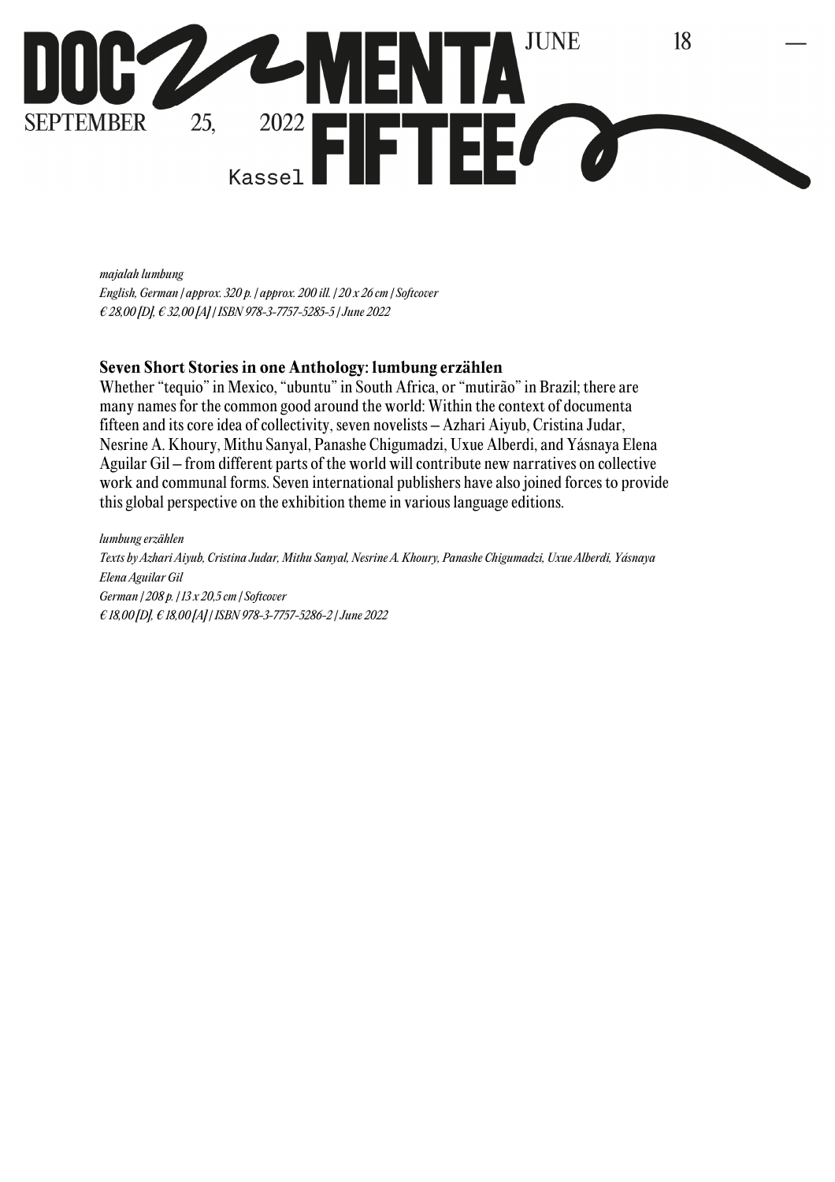*majalah lumbung*
*English, German | approx. 320 p. | approx. 200 ill. | 20 x 26 cm | Softcover*
*€ 28,00 [D], € 32,00 [A] | ISBN 978-3-7757-5285-5 | June 2022*

**Seven Short Stories in one Anthology: lumbung erzählen**
Whether "tequio" in Mexico, "ubuntu" in South Africa, or "mutirão" in Brazil; there are many names for the common good around the world: Within the context of documenta fifteen and its core idea of collectivity, seven novelists – Azhari Aiyub, Cristina Judar, Nesrine A. Khoury, Mithu Sanyal, Panashe Chigumadzi, Uxue Alberdi, and Yásnaya Elena Aguilar Gil – from different parts of the world will contribute new narratives on collective work and communal forms. Seven international publishers have also joined forces to provide this global perspective on the exhibition theme in various language editions.

*lumbung erzählen*
*Texts by Azhari Aiyub, Cristina Judar, Mithu Sanyal, Nesrine A. Khoury, Panashe Chigumadzi, Uxue Alberdi, Yásnaya Elena Aguilar Gil*
*German | 208 p. | 13 x 20,5 cm | Softcover*
*€ 18,00 [D], € 18,00 [A] | ISBN 978-3-7757-5286-2 | June 2022*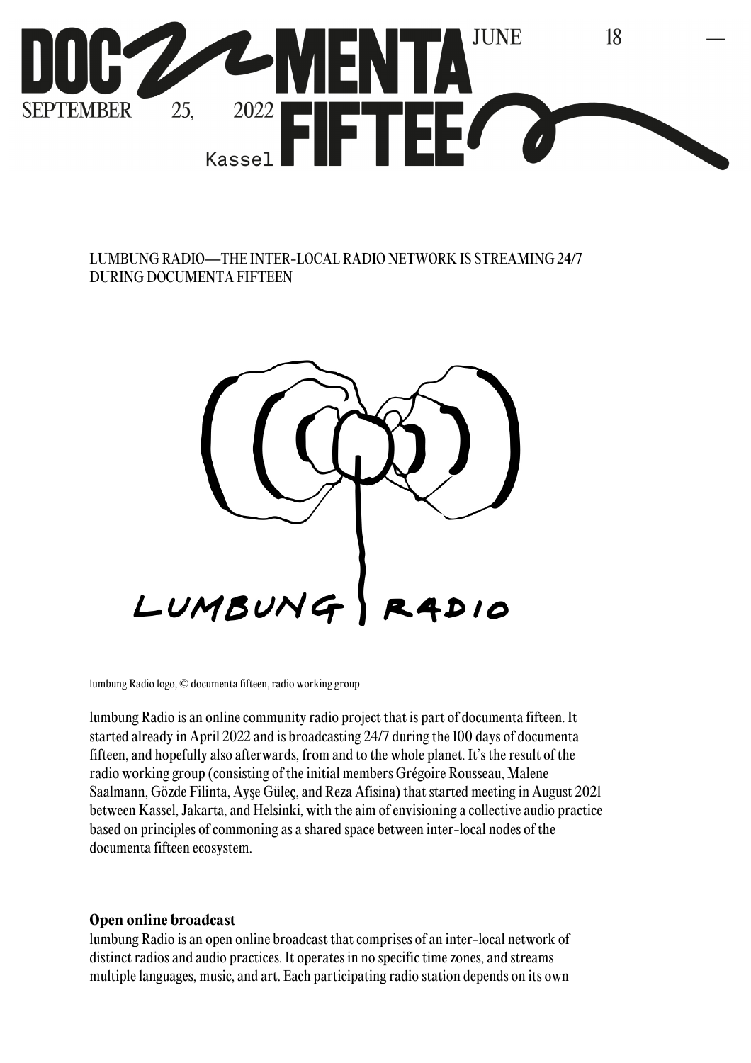LUMBUNG RADIO—THE INTER-LOCAL RADIO NETWORK IS STREAMING 24/7 DURING DOCUMENTA FIFTEEN

lumbung Radio logo, © documenta fifteen, radio working group

lumbung Radio is an online community radio project that is part of documenta fifteen. It started already in April 2022 and is broadcasting 24/7 during the 100 days of documenta fifteen, and hopefully also afterwards, from and to the whole planet. It's the result of the radio working group (consisting of the initial members Grégoire Rousseau, Malene Saalmann, Gözde Filinta, Ayşe Güleç, and Reza Afisina) that started meeting in August 2021 between Kassel, Jakarta, and Helsinki, with the aim of envisioning a collective audio practice based on principles of commoning as a shared space between inter-local nodes of the documenta fifteen ecosystem.

**Open online broadcast**

lumbung Radio is an open online broadcast that comprises of an inter-local network of distinct radios and audio practices. It operates in no specific time zones, and streams multiple languages, music, and art. Each participating radio station depends on its own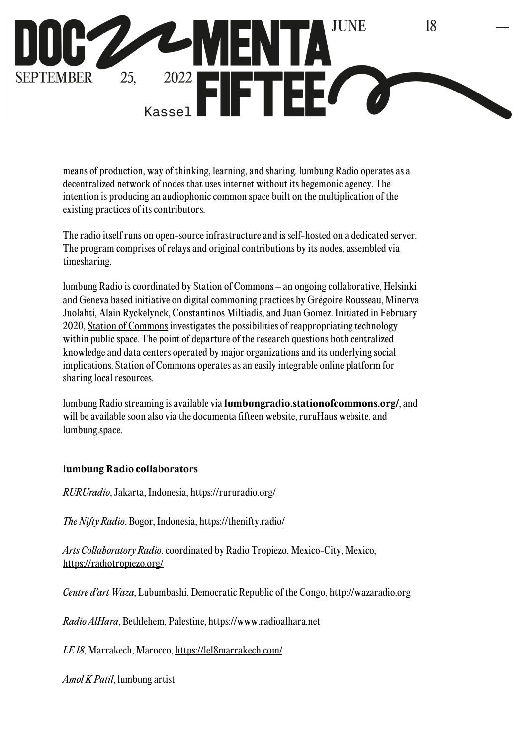means of production, way of thinking, learning, and sharing. lumbung Radio operates as a decentralized network of nodes that uses internet without its hegemonic agency. The intention is producing an audiophonic common space built on the multiplication of the existing practices of its contributors.

The radio itself runs on open-source infrastructure and is self-hosted on a dedicated server. The program comprises of relays and original contributions by its nodes, assembled via timesharing.

lumbung Radio is coordinated by Station of Commons – an ongoing collaborative, Helsinki and Geneva based initiative on digital commoning practices by Grégoire Rousseau, Minerva Juolahti, Alain Ryckelynck, Constantinos Miltiadis, and Juan Gomez. Initiated in February 2020, Station of Commons investigates the possibilities of reappropriating technology within public space. The point of departure of the research questions both centralized knowledge and data centers operated by major organizations and its underlying social implications. Station of Commons operates as an easily integrable online platform for sharing local resources.

lumbung Radio streaming is available via **lumbungradio.stationofcommons.org/**, and will be available soon also via the documenta fifteen website, ruruHaus website, and lumbung.space.

### lumbung Radio collaborators

*RURUradio*, Jakarta, Indonesia, https://rururadio.org/

*The Nifty Radio*, Bogor, Indonesia, https://thenifty.radio/

*Arts Collaboratory Radio*, coordinated by Radio Tropiezo, Mexico-City, Mexico, https://radiotropiezo.org/

*Centre d'art Waza*, Lubumbashi, Democratic Republic of the Congo, http://wazaradio.org

*Radio AlHara*, Bethlehem, Palestine, https://www.radioalhara.net

*LE 18*, Marrakech, Marocco, https://le18marrakech.com/

*Amol K Patil*, lumbung artist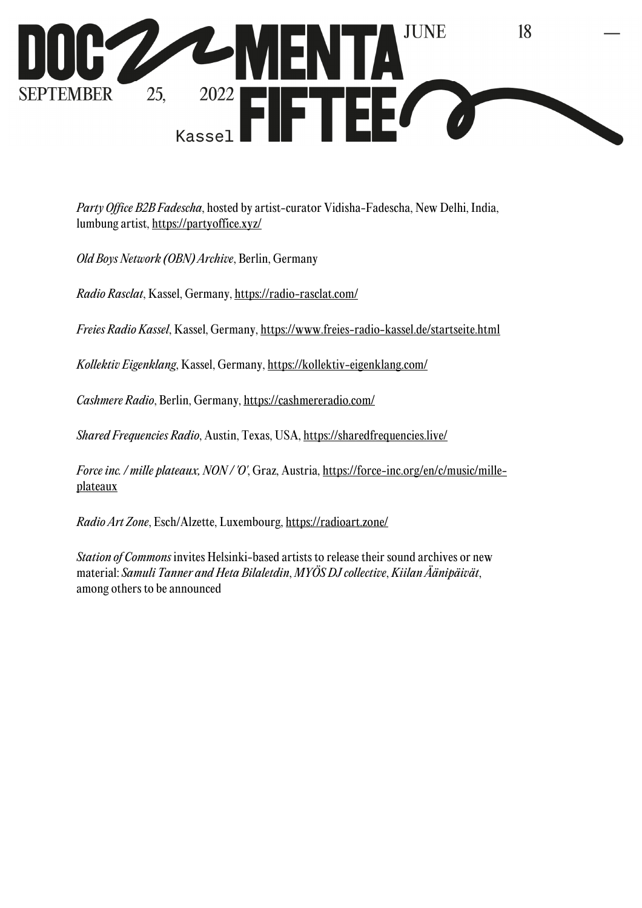*Party Office B2B Fadescha*, hosted by artist-curator Vidisha-Fadescha, New Delhi, India, lumbung artist, https://partyoffice.xyz/

*Old Boys Network (OBN) Archive*, Berlin, Germany

*Radio Rasclat*, Kassel, Germany, https://radio-rasclat.com/

*Freies Radio Kassel*, Kassel, Germany, https://www.freies-radio-kassel.de/startseite.html

*Kollektiv Eigenklang*, Kassel, Germany, https://kollektiv-eigenklang.com/

*Cashmere Radio*, Berlin, Germany, https://cashmereradio.com/

*Shared Frequencies Radio*, Austin, Texas, USA, https://sharedfrequencies.live/

*Force inc. / mille plateaux, NON / 'O'*, Graz, Austria, https://force-inc.org/en/c/music/mille-plateaux

*Radio Art Zone*, Esch/Alzette, Luxembourg, https://radioart.zone/

*Station of Commons* invites Helsinki-based artists to release their sound archives or new material: *Samuli Tanner and Heta Bilaletdin*, *MYÖS DJ collective*, *Kiilan Äänipäivät*, among others to be announced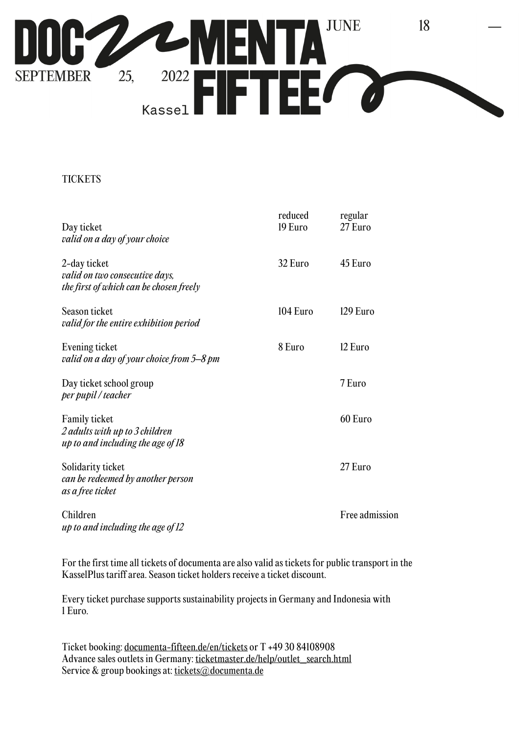TICKETS

| | reduced | regular |
|---|---|---|
| Day ticket<br>*valid on a day of your choice* | 19 Euro | 27 Euro |
| 2-day ticket<br>*valid on two consecutive days, the first of which can be chosen freely* | 32 Euro | 45 Euro |
| Season ticket<br>*valid for the entire exhibition period* | 104 Euro | 129 Euro |
| Evening ticket<br>*valid on a day of your choice from 5–8 pm* | 8 Euro | 12 Euro |
| Day ticket school group<br>*per pupil / teacher* | | 7 Euro |
| Family ticket<br>*2 adults with up to 3 children up to and including the age of 18* | | 60 Euro |
| Solidarity ticket<br>*can be redeemed by another person as a free ticket* | | 27 Euro |
| Children<br>*up to and including the age of 12* | | Free admission |

For the first time all tickets of documenta are also valid as tickets for public transport in the KasselPlus tariff area. Season ticket holders receive a ticket discount.

Every ticket purchase supports sustainability projects in Germany and Indonesia with 1 Euro.

Ticket booking: documenta-fifteen.de/en/tickets or T +49 30 84108908
Advance sales outlets in Germany: ticketmaster.de/help/outlet_search.html
Service & group bookings at: tickets@documenta.de